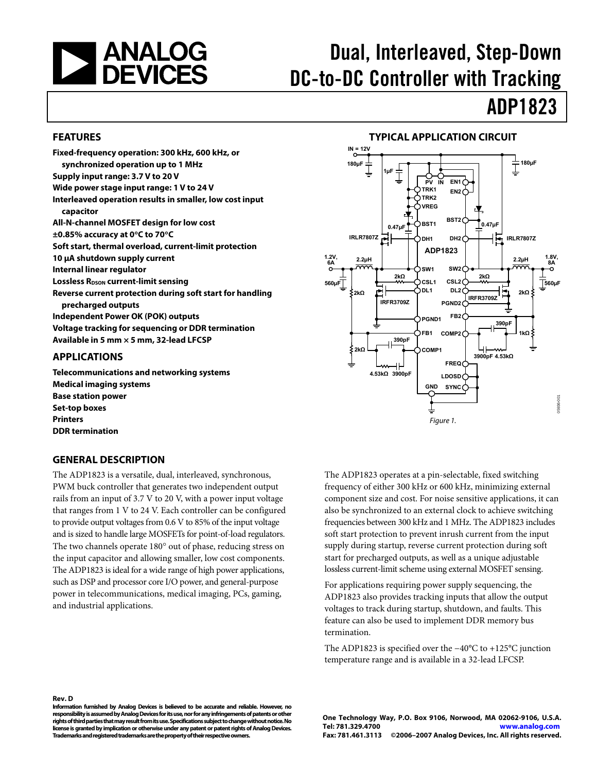# Dual, Interleaved, Step-Down DC-to-DC Controller with Tracking

# ADP1823

## FEATURES

- **Fixed-frequency operation: 300 kHz, 600 kHz, or synchronized operation up to 1 MHz**
- **Supply input range: 3.7 V to 20 V**
- **Wide power stage input range: 1 V to 24 V**
- **Interleaved operation results in smaller, low cost input capacitor**
- **All-N-channel MOSFET design for low cost**
- **±0.85% accuracy at 0°C to 70°C**
- **Soft start, thermal overload, current-limit protection**
- **10 µA shutdown supply current**
- **Internal linear regulator**
- **Lossless $R_{DSON}$ current-limit sensing**
- **Reverse current protection during soft start for handling precharged outputs**
- **Independent Power OK (POK) outputs**
- **Voltage tracking for sequencing or DDR termination**
- **Available in 5 mm × 5 mm, 32-lead LFCSP**

## APPLICATIONS

- **Telecommunications and networking systems**
- **Medical imaging systems**
- **Base station power**
- **Set-top boxes**
- **Printers**
- **DDR termination**

## TYPICAL APPLICATION CIRCUIT

IN = 12V
180µF
1µF
180µF
PV IN
EN1
EN2
TRK1
TRK2
VREG
BST1
BST2
0.47µF
0.47µF
IRLR7807Z
DH1
DH2
IRLR7807Z
ADP1823
1.2V, 6A
2.2µH
SW1
SW2
2.2µH
1.8V, 8A
2kΩ
CSL1
CSL2
2kΩ
560µF
DL1
DL2
560µF
2kΩ
IRFR3709Z
IRFR3709Z
2kΩ
PGND2
PGND1
FB2
390pF
FB1
COMP2
1kΩ
2kΩ
390pF
COMP1
3900pF 4.53kΩ
FREQ
4.53kΩ 3900pF
LDOSD
GND
SYNC
05836-001

*Figure 1.*

## GENERAL DESCRIPTION

The ADP1823 is a versatile, dual, interleaved, synchronous, PWM buck controller that generates two independent output rails from an input of 3.7 V to 20 V, with a power input voltage that ranges from 1 V to 24 V. Each controller can be configured to provide output voltages from 0.6 V to 85% of the input voltage and is sized to handle large MOSFETs for point-of-load regulators. The two channels operate 180° out of phase, reducing stress on the input capacitor and allowing smaller, low cost components. The ADP1823 is ideal for a wide range of high power applications, such as DSP and processor core I/O power, and general-purpose power in telecommunications, medical imaging, PCs, gaming, and industrial applications.

The ADP1823 operates at a pin-selectable, fixed switching frequency of either 300 kHz or 600 kHz, minimizing external component size and cost. For noise sensitive applications, it can also be synchronized to an external clock to achieve switching frequencies between 300 kHz and 1 MHz. The ADP1823 includes soft start protection to prevent inrush current from the input supply during startup, reverse current protection during soft start for precharged outputs, as well as a unique adjustable lossless current-limit scheme using external MOSFET sensing.

For applications requiring power supply sequencing, the ADP1823 also provides tracking inputs that allow the output voltages to track during startup, shutdown, and faults. This feature can also be used to implement DDR memory bus termination.

The ADP1823 is specified over the −40°C to +125°C junction temperature range and is available in a 32-lead LFCSP.

**Rev. D**

**Information furnished by Analog Devices is believed to be accurate and reliable. However, no responsibility is assumed by Analog Devices for its use, nor for any infringements of patents or other rights of third parties that may result from its use. Specifications subject to change without notice. No license is granted by implication or otherwise under any patent or patent rights of Analog Devices. Trademarks and registered trademarks are the property of their respective owners.**

**One Technology Way, P.O. Box 9106, Norwood, MA 02062-9106, U.S.A.**
**Tel: 781.329.4700 www.analog.com**
**Fax: 781.461.3113 ©2006–2007 Analog Devices, Inc. All rights reserved.**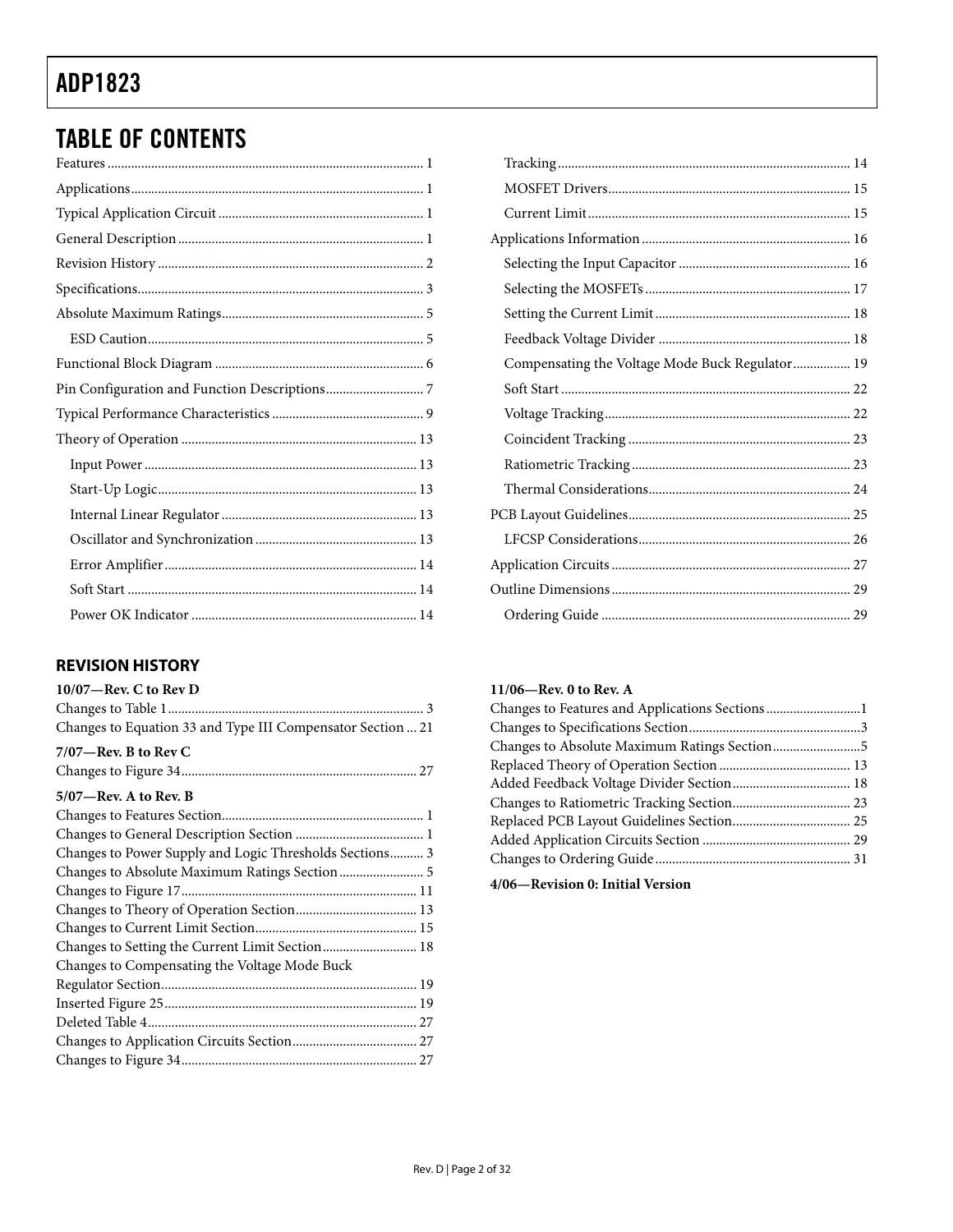## TABLE OF CONTENTS

Features ... 1
Applications ... 1
Typical Application Circuit ... 1
General Description ... 1
Revision History ... 2
Specifications ... 3
Absolute Maximum Ratings ... 5
- ESD Caution ... 5

Functional Block Diagram ... 6
Pin Configuration and Function Descriptions ... 7
Typical Performance Characteristics ... 9
Theory of Operation ... 13
- Input Power ... 13
- Start-Up Logic ... 13
- Internal Linear Regulator ... 13
- Oscillator and Synchronization ... 13
- Error Amplifier ... 14
- Soft Start ... 14
- Power OK Indicator ... 14
- Tracking ... 14
- MOSFET Drivers ... 15
- Current Limit ... 15

Applications Information ... 16
- Selecting the Input Capacitor ... 16
- Selecting the MOSFETs ... 17
- Setting the Current Limit ... 18
- Feedback Voltage Divider ... 18
- Compensating the Voltage Mode Buck Regulator ... 19
- Soft Start ... 22
- Voltage Tracking ... 22
- Coincident Tracking ... 23
- Ratiometric Tracking ... 23
- Thermal Considerations ... 24

PCB Layout Guidelines ... 25
- LFCSP Considerations ... 26

Application Circuits ... 27
Outline Dimensions ... 29
- Ordering Guide ... 29

### REVISION HISTORY

**10/07—Rev. C to Rev D**

Changes to Table 1 ... 3
Changes to Equation 33 and Type III Compensator Section ... 21

**7/07—Rev. B to Rev C**

Changes to Figure 34 ... 27

**5/07—Rev. A to Rev. B**

Changes to Features Section ... 1
Changes to General Description Section ... 1
Changes to Power Supply and Logic Thresholds Sections ... 3
Changes to Absolute Maximum Ratings Section ... 5
Changes to Figure 17 ... 11
Changes to Theory of Operation Section ... 13
Changes to Current Limit Section ... 15
Changes to Setting the Current Limit Section ... 18
Changes to Compensating the Voltage Mode Buck Regulator Section ... 19
Inserted Figure 25 ... 19
Deleted Table 4 ... 27
Changes to Application Circuits Section ... 27
Changes to Figure 34 ... 27

**11/06—Rev. 0 to Rev. A**

Changes to Features and Applications Sections ... 1
Changes to Specifications Section ... 3
Changes to Absolute Maximum Ratings Section ... 5
Replaced Theory of Operation Section ... 13
Added Feedback Voltage Divider Section ... 18
Changes to Ratiometric Tracking Section ... 23
Replaced PCB Layout Guidelines Section ... 25
Added Application Circuits Section ... 29
Changes to Ordering Guide ... 31

**4/06—Revision 0: Initial Version**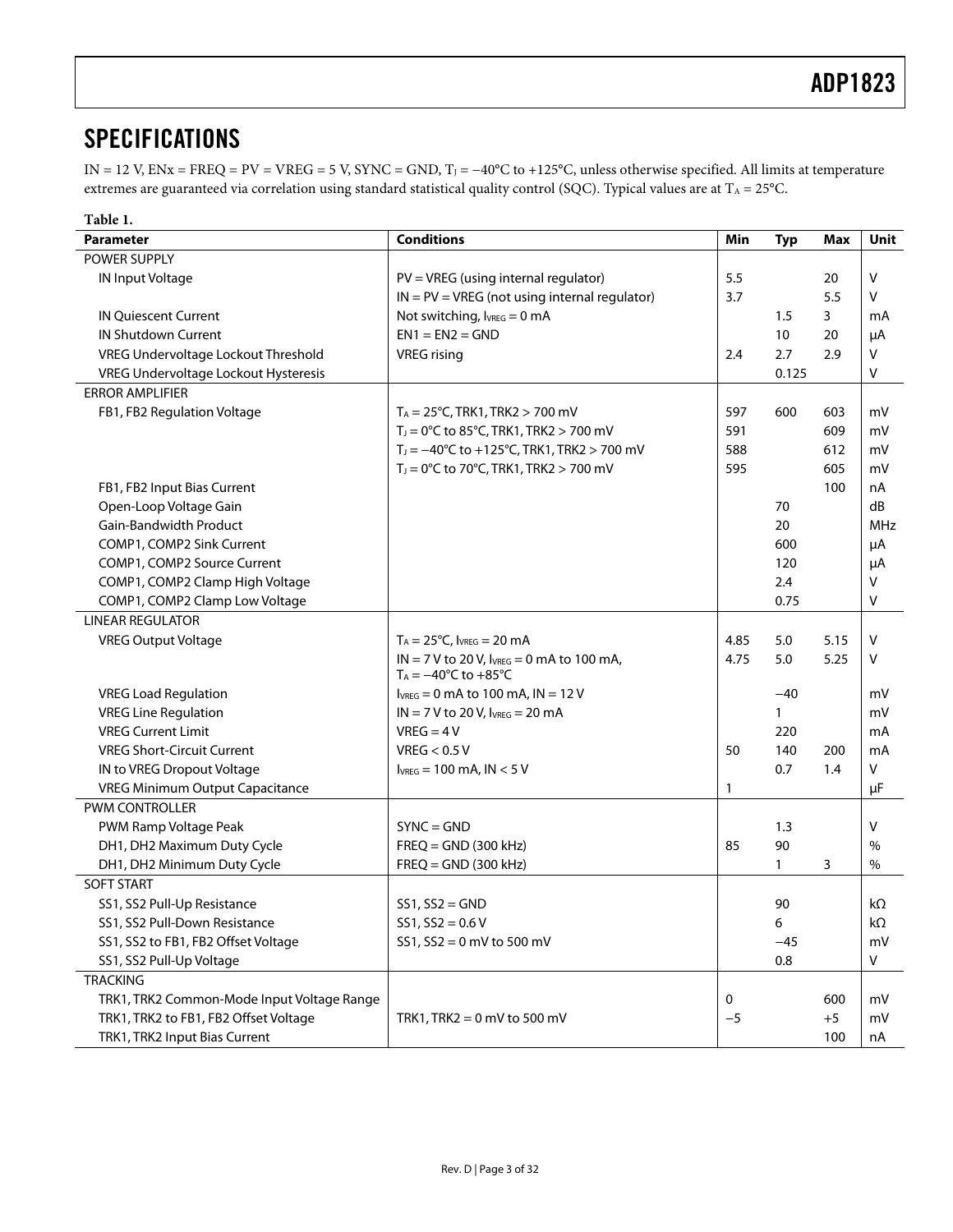## SPECIFICATIONS

IN = 12 V, ENx = FREQ = PV = VREG = 5 V, SYNC = GND, $T_J$ = −40°C to +125°C, unless otherwise specified. All limits at temperature extremes are guaranteed via correlation using standard statistical quality control (SQC). Typical values are at $T_A$ = 25°C.

**Table 1.**

| Parameter | Conditions | Min | Typ | Max | Unit |
|---|---|---|---|---|---|
| POWER SUPPLY | | | | | |
| IN Input Voltage | PV = VREG (using internal regulator) | 5.5 | | 20 | V |
| | IN = PV = VREG (not using internal regulator) | 3.7 | | 5.5 | V |
| IN Quiescent Current | Not switching, $I_{VREG}$ = 0 mA | | 1.5 | 3 | mA |
| IN Shutdown Current | EN1 = EN2 = GND | | 10 | 20 | µA |
| VREG Undervoltage Lockout Threshold | VREG rising | 2.4 | 2.7 | 2.9 | V |
| VREG Undervoltage Lockout Hysteresis | | | 0.125 | | V |
| ERROR AMPLIFIER | | | | | |
| FB1, FB2 Regulation Voltage | $T_A$ = 25°C, TRK1, TRK2 > 700 mV | 597 | 600 | 603 | mV |
| | $T_J$ = 0°C to 85°C, TRK1, TRK2 > 700 mV | 591 | | 609 | mV |
| | $T_J$ = −40°C to +125°C, TRK1, TRK2 > 700 mV | 588 | | 612 | mV |
| | $T_J$ = 0°C to 70°C, TRK1, TRK2 > 700 mV | 595 | | 605 | mV |
| FB1, FB2 Input Bias Current | | | | 100 | nA |
| Open-Loop Voltage Gain | | | 70 | | dB |
| Gain-Bandwidth Product | | | 20 | | MHz |
| COMP1, COMP2 Sink Current | | | 600 | | µA |
| COMP1, COMP2 Source Current | | | 120 | | µA |
| COMP1, COMP2 Clamp High Voltage | | | 2.4 | | V |
| COMP1, COMP2 Clamp Low Voltage | | | 0.75 | | V |
| LINEAR REGULATOR | | | | | |
| VREG Output Voltage | $T_A$ = 25°C, $I_{VREG}$ = 20 mA | 4.85 | 5.0 | 5.15 | V |
| | IN = 7 V to 20 V, $I_{VREG}$ = 0 mA to 100 mA, $T_A$ = −40°C to +85°C | 4.75 | 5.0 | 5.25 | V |
| VREG Load Regulation | $I_{VREG}$ = 0 mA to 100 mA, IN = 12 V | | −40 | | mV |
| VREG Line Regulation | IN = 7 V to 20 V, $I_{VREG}$ = 20 mA | | 1 | | mV |
| VREG Current Limit | VREG = 4 V | | 220 | | mA |
| VREG Short-Circuit Current | VREG < 0.5 V | 50 | 140 | 200 | mA |
| IN to VREG Dropout Voltage | $I_{VREG}$ = 100 mA, IN < 5 V | | 0.7 | 1.4 | V |
| VREG Minimum Output Capacitance | | 1 | | | µF |
| PWM CONTROLLER | | | | | |
| PWM Ramp Voltage Peak | SYNC = GND | | 1.3 | | V |
| DH1, DH2 Maximum Duty Cycle | FREQ = GND (300 kHz) | 85 | 90 | | % |
| DH1, DH2 Minimum Duty Cycle | FREQ = GND (300 kHz) | | 1 | 3 | % |
| SOFT START | | | | | |
| SS1, SS2 Pull-Up Resistance | SS1, SS2 = GND | | 90 | | kΩ |
| SS1, SS2 Pull-Down Resistance | SS1, SS2 = 0.6 V | | 6 | | kΩ |
| SS1, SS2 to FB1, FB2 Offset Voltage | SS1, SS2 = 0 mV to 500 mV | | −45 | | mV |
| SS1, SS2 Pull-Up Voltage | | | 0.8 | | V |
| TRACKING | | | | | |
| TRK1, TRK2 Common-Mode Input Voltage Range | | 0 | | 600 | mV |
| TRK1, TRK2 to FB1, FB2 Offset Voltage | TRK1, TRK2 = 0 mV to 500 mV | −5 | | +5 | mV |
| TRK1, TRK2 Input Bias Current | | | | 100 | nA |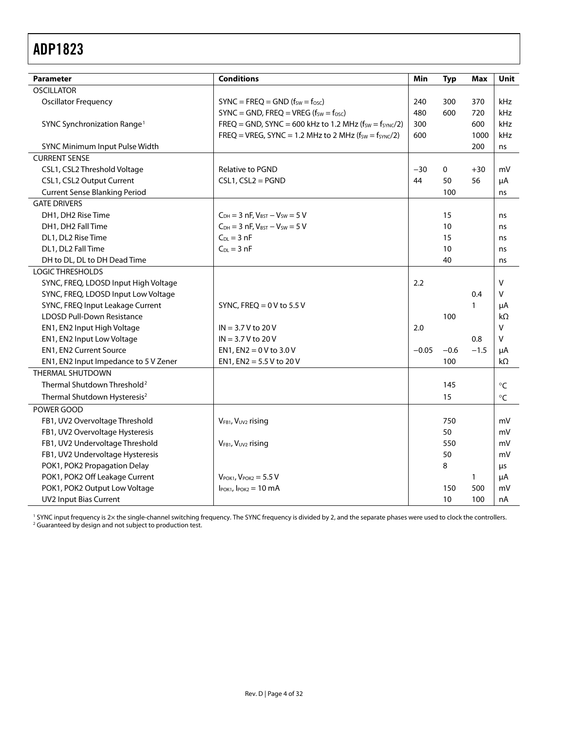| Parameter | Conditions | Min | Typ | Max | Unit |
|---|---|---|---|---|---|
| OSCILLATOR | | | | | |
| Oscillator Frequency | SYNC = FREQ = GND ($f_{SW} = f_{OSC}$) | 240 | 300 | 370 | kHz |
| | SYNC = GND, FREQ = VREG ($f_{SW} = f_{OSC}$) | 480 | 600 | 720 | kHz |
| SYNC Synchronization Range[1] | FREQ = GND, SYNC = 600 kHz to 1.2 MHz ($f_{SW} = f_{SYNC}/2$) | 300 | | 600 | kHz |
| | FREQ = VREG, SYNC = 1.2 MHz to 2 MHz ($f_{SW} = f_{SYNC}/2$) | 600 | | 1000 | kHz |
| SYNC Minimum Input Pulse Width | | | | 200 | ns |
| CURRENT SENSE | | | | | |
| CSL1, CSL2 Threshold Voltage | Relative to PGND | −30 | 0 | +30 | mV |
| CSL1, CSL2 Output Current | CSL1, CSL2 = PGND | 44 | 50 | 56 | μA |
| Current Sense Blanking Period | | | 100 | | ns |
| GATE DRIVERS | | | | | |
| DH1, DH2 Rise Time | $C_{DH}$ = 3 nF, $V_{BST} - V_{SW}$ = 5 V | | 15 | | ns |
| DH1, DH2 Fall Time | $C_{DH}$ = 3 nF, $V_{BST} - V_{SW}$ = 5 V | | 10 | | ns |
| DL1, DL2 Rise Time | $C_{DL}$ = 3 nF | | 15 | | ns |
| DL1, DL2 Fall Time | $C_{DL}$ = 3 nF | | 10 | | ns |
| DH to DL, DL to DH Dead Time | | | 40 | | ns |
| LOGIC THRESHOLDS | | | | | |
| SYNC, FREQ, LDOSD Input High Voltage | | 2.2 | | | V |
| SYNC, FREQ, LDOSD Input Low Voltage | | | | 0.4 | V |
| SYNC, FREQ Input Leakage Current | SYNC, FREQ = 0 V to 5.5 V | | | 1 | μA |
| LDOSD Pull-Down Resistance | | | 100 | | kΩ |
| EN1, EN2 Input High Voltage | IN = 3.7 V to 20 V | 2.0 | | | V |
| EN1, EN2 Input Low Voltage | IN = 3.7 V to 20 V | | | 0.8 | V |
| EN1, EN2 Current Source | EN1, EN2 = 0 V to 3.0 V | −0.05 | −0.6 | −1.5 | μA |
| EN1, EN2 Input Impedance to 5 V Zener | EN1, EN2 = 5.5 V to 20 V | | 100 | | kΩ |
| THERMAL SHUTDOWN | | | | | |
| Thermal Shutdown Threshold[2] | | | 145 | | °C |
| Thermal Shutdown Hysteresis[2] | | | 15 | | °C |
| POWER GOOD | | | | | |
| FB1, UV2 Overvoltage Threshold | $V_{FB1}$, $V_{UV2}$ rising | | 750 | | mV |
| FB1, UV2 Overvoltage Hysteresis | | | 50 | | mV |
| FB1, UV2 Undervoltage Threshold | $V_{FB1}$, $V_{UV2}$ rising | | 550 | | mV |
| FB1, UV2 Undervoltage Hysteresis | | | 50 | | mV |
| POK1, POK2 Propagation Delay | | | 8 | | μs |
| POK1, POK2 Off Leakage Current | $V_{POK1}$, $V_{POK2}$ = 5.5 V | | | 1 | μA |
| POK1, POK2 Output Low Voltage | $I_{POK1}$, $I_{POK2}$ = 10 mA | | 150 | 500 | mV |
| UV2 Input Bias Current | | | 10 | 100 | nA |

[1] SYNC input frequency is 2× the single-channel switching frequency. The SYNC frequency is divided by 2, and the separate phases were used to clock the controllers.
[2] Guaranteed by design and not subject to production test.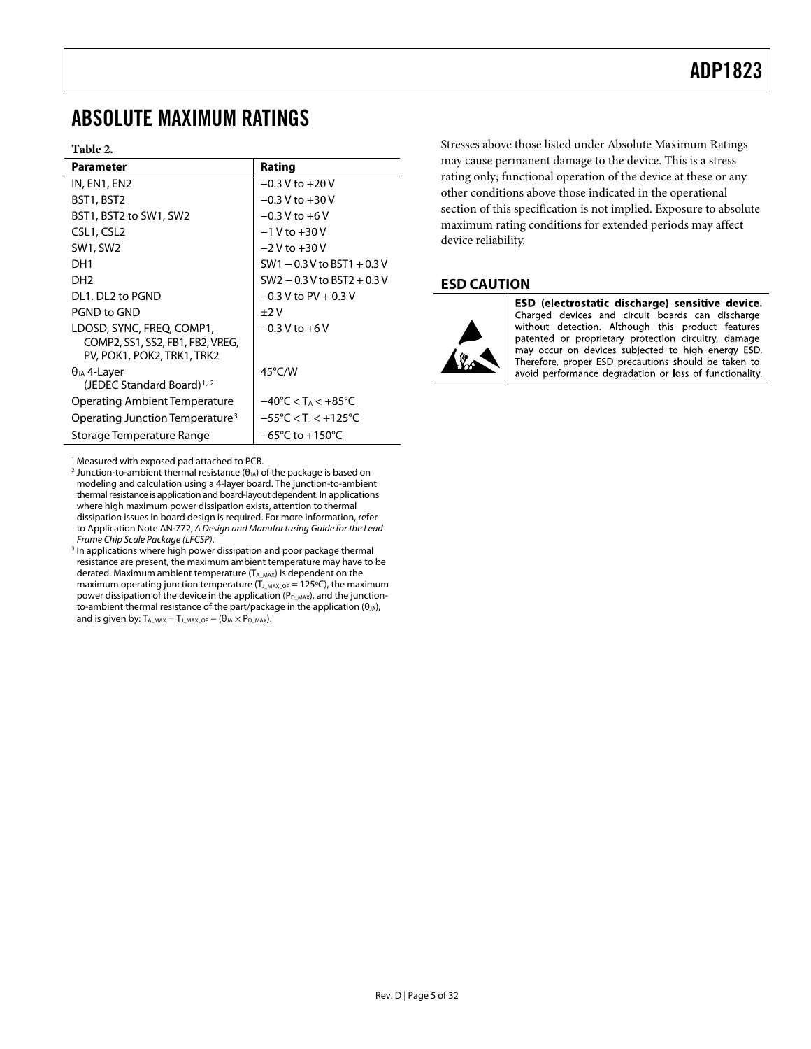# ABSOLUTE MAXIMUM RATINGS

**Table 2.**

| Parameter | Rating |
|---|---|
| IN, EN1, EN2 | −0.3 V to +20 V |
| BST1, BST2 | −0.3 V to +30 V |
| BST1, BST2 to SW1, SW2 | −0.3 V to +6 V |
| CSL1, CSL2 | −1 V to +30 V |
| SW1, SW2 | −2 V to +30 V |
| DH1 | SW1 − 0.3 V to BST1 + 0.3 V |
| DH2 | SW2 − 0.3 V to BST2 + 0.3 V |
| DL1, DL2 to PGND | −0.3 V to PV + 0.3 V |
| PGND to GND | ±2 V |
| LDOSD, SYNC, FREQ, COMP1, COMP2, SS1, SS2, FB1, FB2, VREG, PV, POK1, POK2, TRK1, TRK2 | −0.3 V to +6 V |
| $\theta_{JA}$ 4-Layer (JEDEC Standard Board)[1, 2] | 45°C/W |
| Operating Ambient Temperature | $-40°C < T_A < +85°C$ |
| Operating Junction Temperature[3] | $-55°C < T_J < +125°C$ |
| Storage Temperature Range | −65°C to +150°C |

[1] Measured with exposed pad attached to PCB.

[2] Junction-to-ambient thermal resistance ($\theta_{JA}$) of the package is based on modeling and calculation using a 4-layer board. The junction-to-ambient thermal resistance is application and board-layout dependent. In applications where high maximum power dissipation exists, attention to thermal dissipation issues in board design is required. For more information, refer to Application Note AN-772, *A Design and Manufacturing Guide for the Lead Frame Chip Scale Package (LFCSP)*.

[3] In applications where high power dissipation and poor package thermal resistance are present, the maximum ambient temperature may have to be derated. Maximum ambient temperature ($T_{A\_MAX}$) is dependent on the maximum operating junction temperature ($T_{J\_MAX\_OP}$ = 125°C), the maximum power dissipation of the device in the application ($P_{D\_MAX}$), and the junction-to-ambient thermal resistance of the part/package in the application ($\theta_{JA}$), and is given by: $T_{A\_MAX} = T_{J\_MAX\_OP} - (\theta_{JA} \times P_{D\_MAX})$.

Stresses above those listed under Absolute Maximum Ratings may cause permanent damage to the device. This is a stress rating only; functional operation of the device at these or any other conditions above those indicated in the operational section of this specification is not implied. Exposure to absolute maximum rating conditions for extended periods may affect device reliability.

## ESD CAUTION

**ESD (electrostatic discharge) sensitive device.** Charged devices and circuit boards can discharge without detection. Although this product features patented or proprietary protection circuitry, damage may occur on devices subjected to high energy ESD. Therefore, proper ESD precautions should be taken to avoid performance degradation or loss of functionality.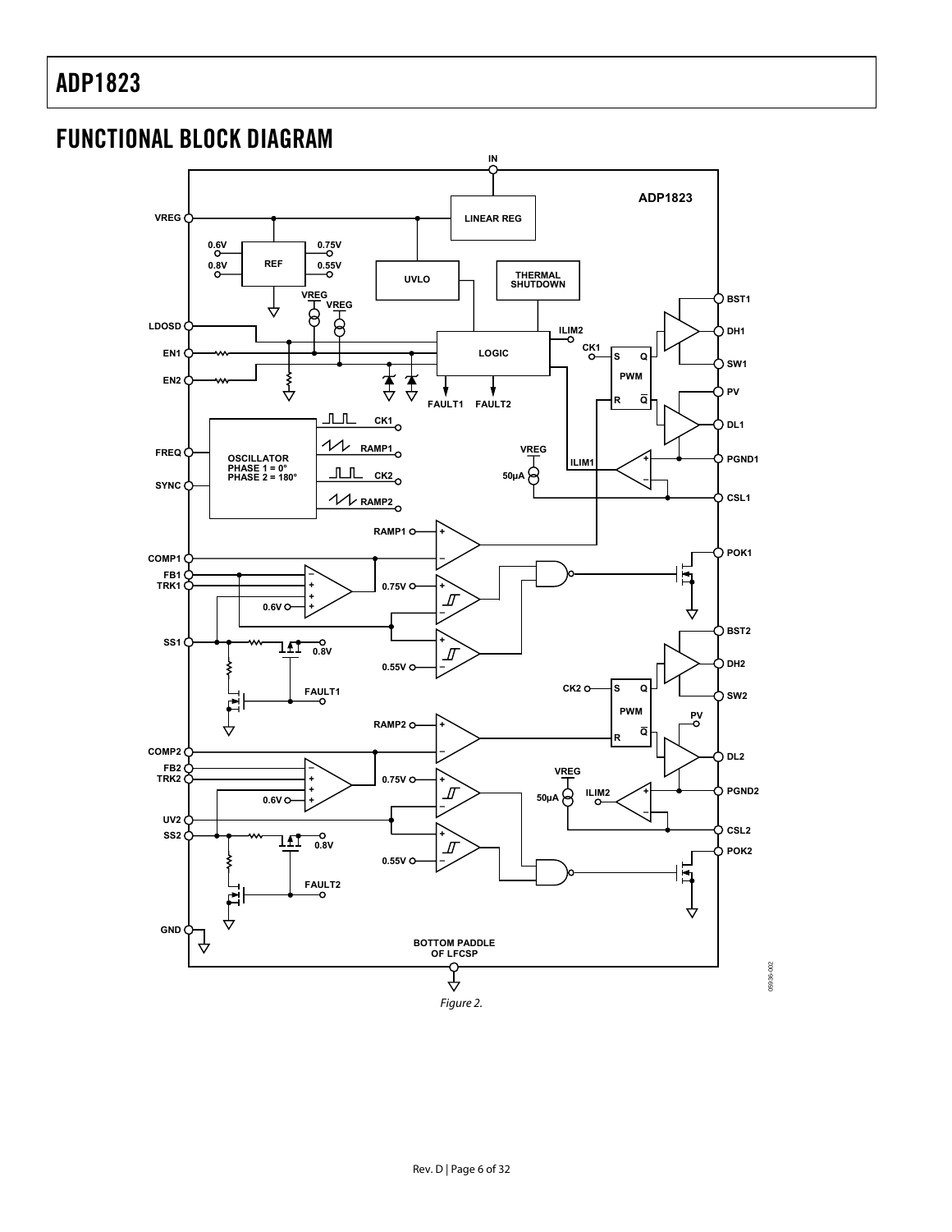## FUNCTIONAL BLOCK DIAGRAM

IN

ADP1823

LINEAR REG

VREG

0.6V
0.8V
REF
0.75V
0.55V

UVLO

THERMAL SHUTDOWN

BST1

VREG
VREG

LDOSD

LOGIC

ILIM2

CK1

S Q

DH1

EN1

PWM

SW1

EN2

R Q̄

PV

FAULT1 FAULT2

CK1

DL1

RAMP1

VREG

FREQ

OSCILLATOR
PHASE 1 = 0°
PHASE 2 = 180°

ILIM1

PGND1

SYNC

50µA

CK2

CSL1

RAMP2

RAMP1

COMP1

POK1

FB1
TRK1

0.75V

0.6V

SS1

0.8V

0.55V

FAULT1

BST2

DH2

CK2

S Q

SW2

PWM

PV

RAMP2

R Q̄

COMP2

DL2

FB2
TRK2

0.75V

VREG

0.6V

50µA

ILIM2

PGND2

UV2

SS2

0.8V

CSL2

POK2

0.55V

FAULT2

GND

BOTTOM PADDLE OF LFCSP

05936-002

*Figure 2.*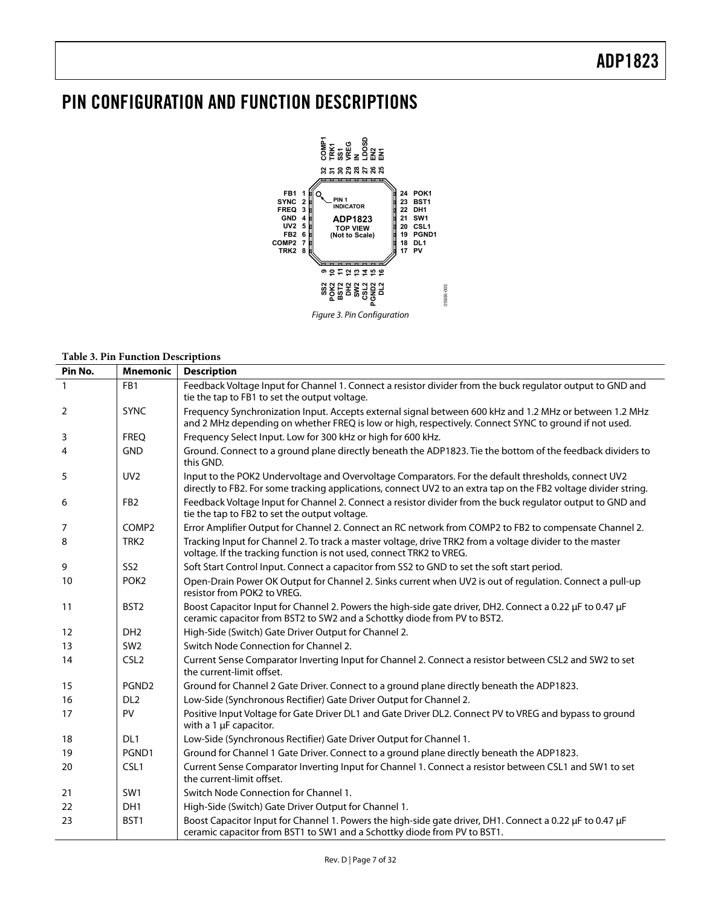# PIN CONFIGURATION AND FUNCTION DESCRIPTIONS

Figure 3. Pin Configuration

**Table 3. Pin Function Descriptions**

| Pin No. | Mnemonic | Description |
|---|---|---|
| 1 | FB1 | Feedback Voltage Input for Channel 1. Connect a resistor divider from the buck regulator output to GND and tie the tap to FB1 to set the output voltage. |
| 2 | SYNC | Frequency Synchronization Input. Accepts external signal between 600 kHz and 1.2 MHz or between 1.2 MHz and 2 MHz depending on whether FREQ is low or high, respectively. Connect SYNC to ground if not used. |
| 3 | FREQ | Frequency Select Input. Low for 300 kHz or high for 600 kHz. |
| 4 | GND | Ground. Connect to a ground plane directly beneath the ADP1823. Tie the bottom of the feedback dividers to this GND. |
| 5 | UV2 | Input to the POK2 Undervoltage and Overvoltage Comparators. For the default thresholds, connect UV2 directly to FB2. For some tracking applications, connect UV2 to an extra tap on the FB2 voltage divider string. |
| 6 | FB2 | Feedback Voltage Input for Channel 2. Connect a resistor divider from the buck regulator output to GND and tie the tap to FB2 to set the output voltage. |
| 7 | COMP2 | Error Amplifier Output for Channel 2. Connect an RC network from COMP2 to FB2 to compensate Channel 2. |
| 8 | TRK2 | Tracking Input for Channel 2. To track a master voltage, drive TRK2 from a voltage divider to the master voltage. If the tracking function is not used, connect TRK2 to VREG. |
| 9 | SS2 | Soft Start Control Input. Connect a capacitor from SS2 to GND to set the soft start period. |
| 10 | POK2 | Open-Drain Power OK Output for Channel 2. Sinks current when UV2 is out of regulation. Connect a pull-up resistor from POK2 to VREG. |
| 11 | BST2 | Boost Capacitor Input for Channel 2. Powers the high-side gate driver, DH2. Connect a 0.22 µF to 0.47 µF ceramic capacitor from BST2 to SW2 and a Schottky diode from PV to BST2. |
| 12 | DH2 | High-Side (Switch) Gate Driver Output for Channel 2. |
| 13 | SW2 | Switch Node Connection for Channel 2. |
| 14 | CSL2 | Current Sense Comparator Inverting Input for Channel 2. Connect a resistor between CSL2 and SW2 to set the current-limit offset. |
| 15 | PGND2 | Ground for Channel 2 Gate Driver. Connect to a ground plane directly beneath the ADP1823. |
| 16 | DL2 | Low-Side (Synchronous Rectifier) Gate Driver Output for Channel 2. |
| 17 | PV | Positive Input Voltage for Gate Driver DL1 and Gate Driver DL2. Connect PV to VREG and bypass to ground with a 1 µF capacitor. |
| 18 | DL1 | Low-Side (Synchronous Rectifier) Gate Driver Output for Channel 1. |
| 19 | PGND1 | Ground for Channel 1 Gate Driver. Connect to a ground plane directly beneath the ADP1823. |
| 20 | CSL1 | Current Sense Comparator Inverting Input for Channel 1. Connect a resistor between CSL1 and SW1 to set the current-limit offset. |
| 21 | SW1 | Switch Node Connection for Channel 1. |
| 22 | DH1 | High-Side (Switch) Gate Driver Output for Channel 1. |
| 23 | BST1 | Boost Capacitor Input for Channel 1. Powers the high-side gate driver, DH1. Connect a 0.22 µF to 0.47 µF ceramic capacitor from BST1 to SW1 and a Schottky diode from PV to BST1. |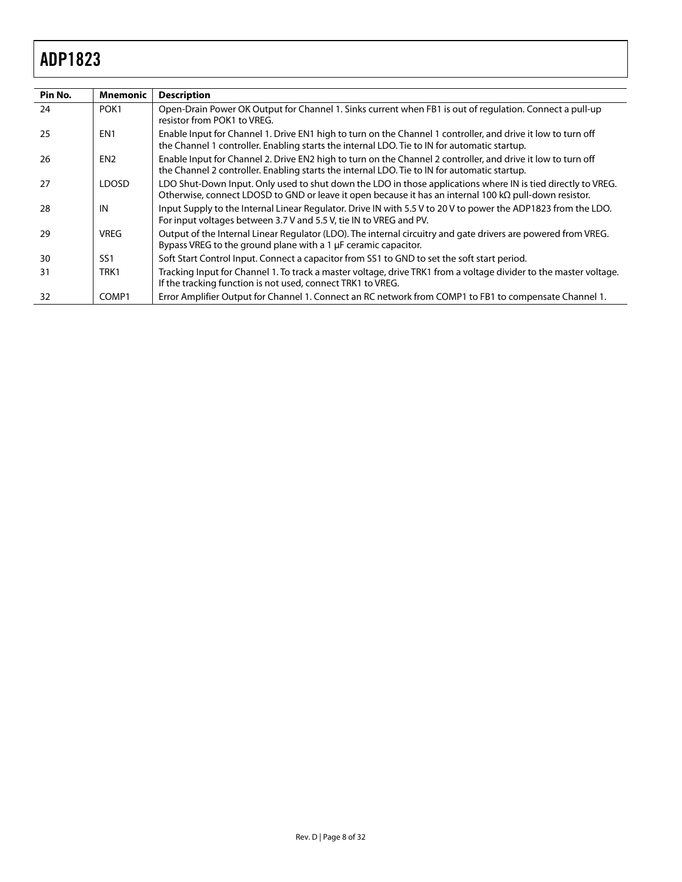| Pin No. | Mnemonic | Description |
|---|---|---|
| 24 | POK1 | Open-Drain Power OK Output for Channel 1. Sinks current when FB1 is out of regulation. Connect a pull-up resistor from POK1 to VREG. |
| 25 | EN1 | Enable Input for Channel 1. Drive EN1 high to turn on the Channel 1 controller, and drive it low to turn off the Channel 1 controller. Enabling starts the internal LDO. Tie to IN for automatic startup. |
| 26 | EN2 | Enable Input for Channel 2. Drive EN2 high to turn on the Channel 2 controller, and drive it low to turn off the Channel 2 controller. Enabling starts the internal LDO. Tie to IN for automatic startup. |
| 27 | LDOSD | LDO Shut-Down Input. Only used to shut down the LDO in those applications where IN is tied directly to VREG. Otherwise, connect LDOSD to GND or leave it open because it has an internal 100 kΩ pull-down resistor. |
| 28 | IN | Input Supply to the Internal Linear Regulator. Drive IN with 5.5 V to 20 V to power the ADP1823 from the LDO. For input voltages between 3.7 V and 5.5 V, tie IN to VREG and PV. |
| 29 | VREG | Output of the Internal Linear Regulator (LDO). The internal circuitry and gate drivers are powered from VREG. Bypass VREG to the ground plane with a 1 µF ceramic capacitor. |
| 30 | SS1 | Soft Start Control Input. Connect a capacitor from SS1 to GND to set the soft start period. |
| 31 | TRK1 | Tracking Input for Channel 1. To track a master voltage, drive TRK1 from a voltage divider to the master voltage. If the tracking function is not used, connect TRK1 to VREG. |
| 32 | COMP1 | Error Amplifier Output for Channel 1. Connect an RC network from COMP1 to FB1 to compensate Channel 1. |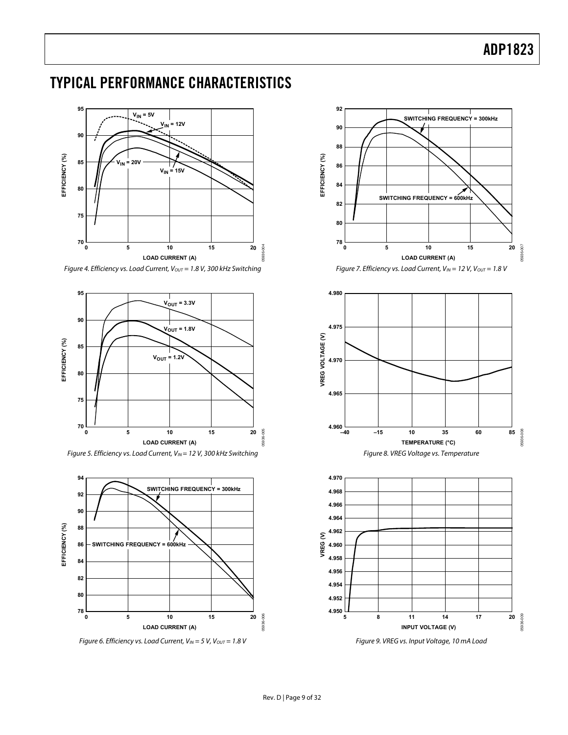## TYPICAL PERFORMANCE CHARACTERISTICS

EFFICIENCY (%)
95
90
85
80
75
70
0 5 10 15 20
LOAD CURRENT (A)
$V_{IN}$ = 5V
$V_{IN}$ = 12V
$V_{IN}$ = 20V
$V_{IN}$ = 15V
05936-004

Figure 4. Efficiency vs. Load Current, $V_{OUT}$ = 1.8 V, 300 kHz Switching

EFFICIENCY (%)
95
90
85
80
75
70
0 5 10 15 20
LOAD CURRENT (A)
$V_{OUT}$ = 3.3V
$V_{OUT}$ = 1.8V
$V_{OUT}$ = 1.2V
05936-005

Figure 5. Efficiency vs. Load Current, $V_{IN}$ = 12 V, 300 kHz Switching

EFFICIENCY (%)
94
92
90
88
86
84
82
80
78
0 5 10 15 20
LOAD CURRENT (A)
SWITCHING FREQUENCY = 300kHz
SWITCHING FREQUENCY = 600kHz
05936-006

Figure 6. Efficiency vs. Load Current, $V_{IN}$ = 5 V, $V_{OUT}$ = 1.8 V

EFFICIENCY (%)
92
90
88
86
84
82
80
78
0 5 10 15 20
LOAD CURRENT (A)
SWITCHING FREQUENCY = 300kHz
SWITCHING FREQUENCY = 600kHz
05936-007

Figure 7. Efficiency vs. Load Current, $V_{IN}$ = 12 V, $V_{OUT}$ = 1.8 V

VREG VOLTAGE (V)
4.980
4.975
4.970
4.965
4.960
–40 –15 10 35 60 85
TEMPERATURE (°C)
05936-008

Figure 8. VREG Voltage vs. Temperature

VREG (V)
4.970
4.968
4.966
4.964
4.962
4.960
4.958
4.956
4.954
4.952
4.950
5 8 11 14 17 20
INPUT VOLTAGE (V)
05936-009

Figure 9. VREG vs. Input Voltage, 10 mA Load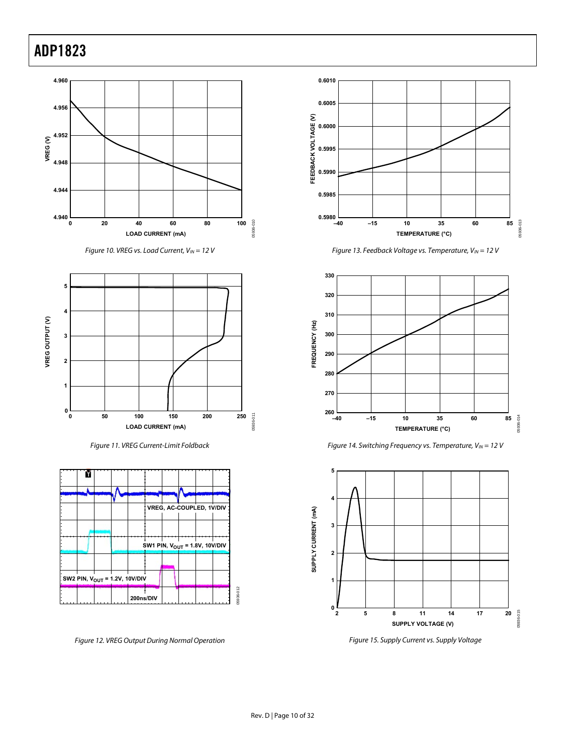4.960
4.956
4.952
4.948
4.944
4.940
VREG (V)
0
20
40
60
80
100
LOAD CURRENT (mA)
05936-010

*Figure 10. VREG vs. Load Current, $V_{IN}$ = 12 V*

0.6010
0.6005
0.6000
0.5995
0.5990
0.5985
0.5980
FEEDBACK VOLTAGE (V)
–40
–15
10
35
60
85
TEMPERATURE (°C)
05936-013

*Figure 13. Feedback Voltage vs. Temperature, $V_{IN}$ = 12 V*

5
4
3
2
1
0
VREG OUTPUT (V)
0
50
100
150
200
250
LOAD CURRENT (mA)
05936-011

*Figure 11. VREG Current-Limit Foldback*

330
320
310
300
290
280
270
260
FREQUENCY (Hz)
–40
–15
10
35
60
85
TEMPERATURE (°C)
05936-014

*Figure 14. Switching Frequency vs. Temperature, $V_{IN}$ = 12 V*

T
VREG, AC-COUPLED, 1V/DIV
SW1 PIN, $V_{OUT}$ = 1.8V, 10V/DIV
SW2 PIN, $V_{OUT}$ = 1.2V, 10V/DIV
200ns/DIV
05936-012

*Figure 12. VREG Output During Normal Operation*

5
4
3
2
1
0
SUPPLY CURRENT (mA)
2
5
8
11
14
17
20
SUPPLY VOLTAGE (V)
05936-015

*Figure 15. Supply Current vs. Supply Voltage*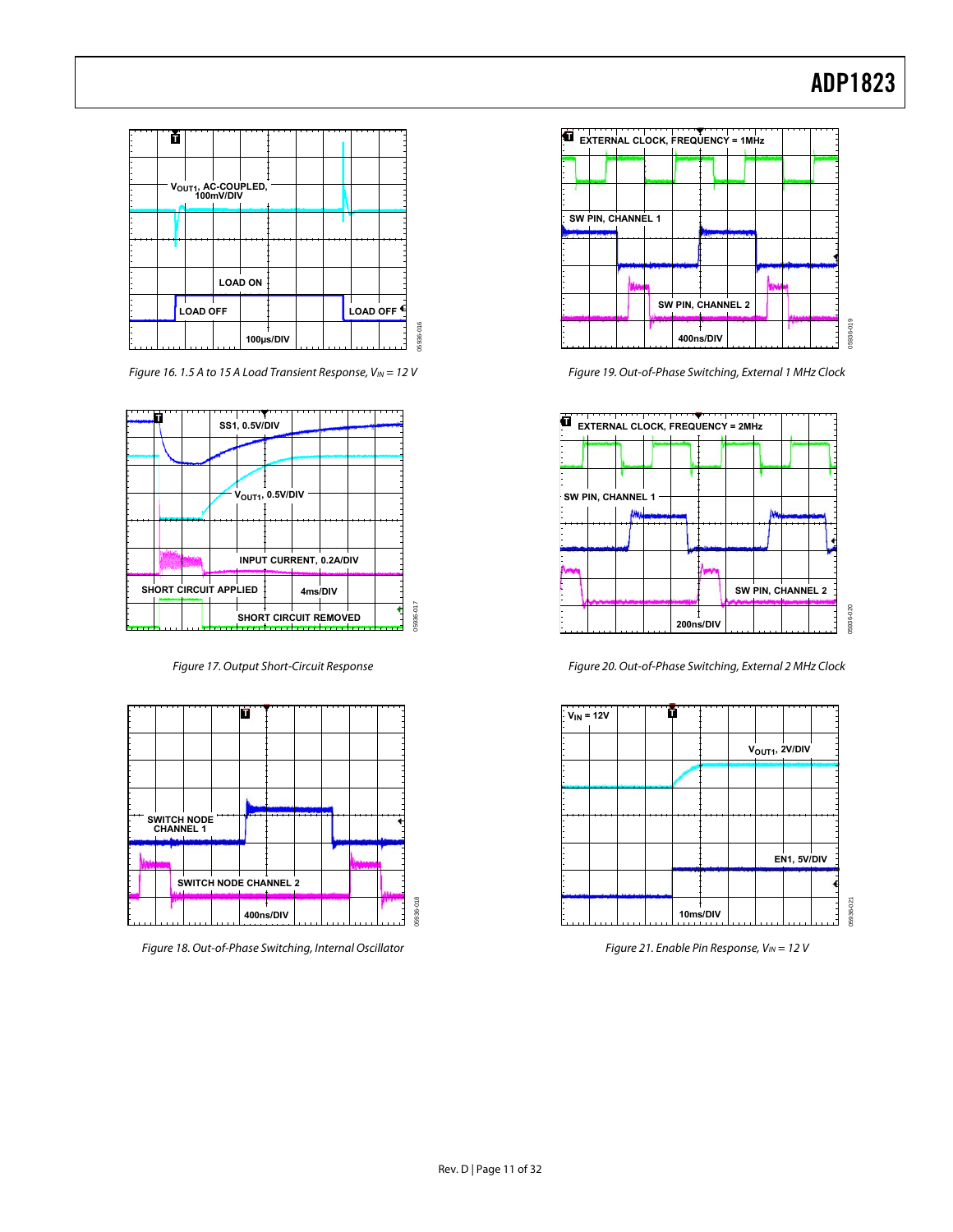VOUT1, AC-COUPLED, 100mV/DIV

LOAD ON

LOAD OFF

LOAD OFF

100µs/DIV

05936-016

Figure 16. 1.5 A to 15 A Load Transient Response, $V_{IN}$ = 12 V

SS1, 0.5V/DIV

VOUT1, 0.5V/DIV

INPUT CURRENT, 0.2A/DIV

SHORT CIRCUIT APPLIED

4ms/DIV

SHORT CIRCUIT REMOVED

05936-017

Figure 17. Output Short-Circuit Response

SWITCH NODE CHANNEL 1

SWITCH NODE CHANNEL 2

400ns/DIV

05936-018

Figure 18. Out-of-Phase Switching, Internal Oscillator

EXTERNAL CLOCK, FREQUENCY = 1MHz

SW PIN, CHANNEL 1

SW PIN, CHANNEL 2

400ns/DIV

05936-019

Figure 19. Out-of-Phase Switching, External 1 MHz Clock

EXTERNAL CLOCK, FREQUENCY = 2MHz

SW PIN, CHANNEL 1

SW PIN, CHANNEL 2

200ns/DIV

05936-020

Figure 20. Out-of-Phase Switching, External 2 MHz Clock

VIN = 12V

VOUT1, 2V/DIV

EN1, 5V/DIV

10ms/DIV

05936-021

Figure 21. Enable Pin Response, $V_{IN}$ = 12 V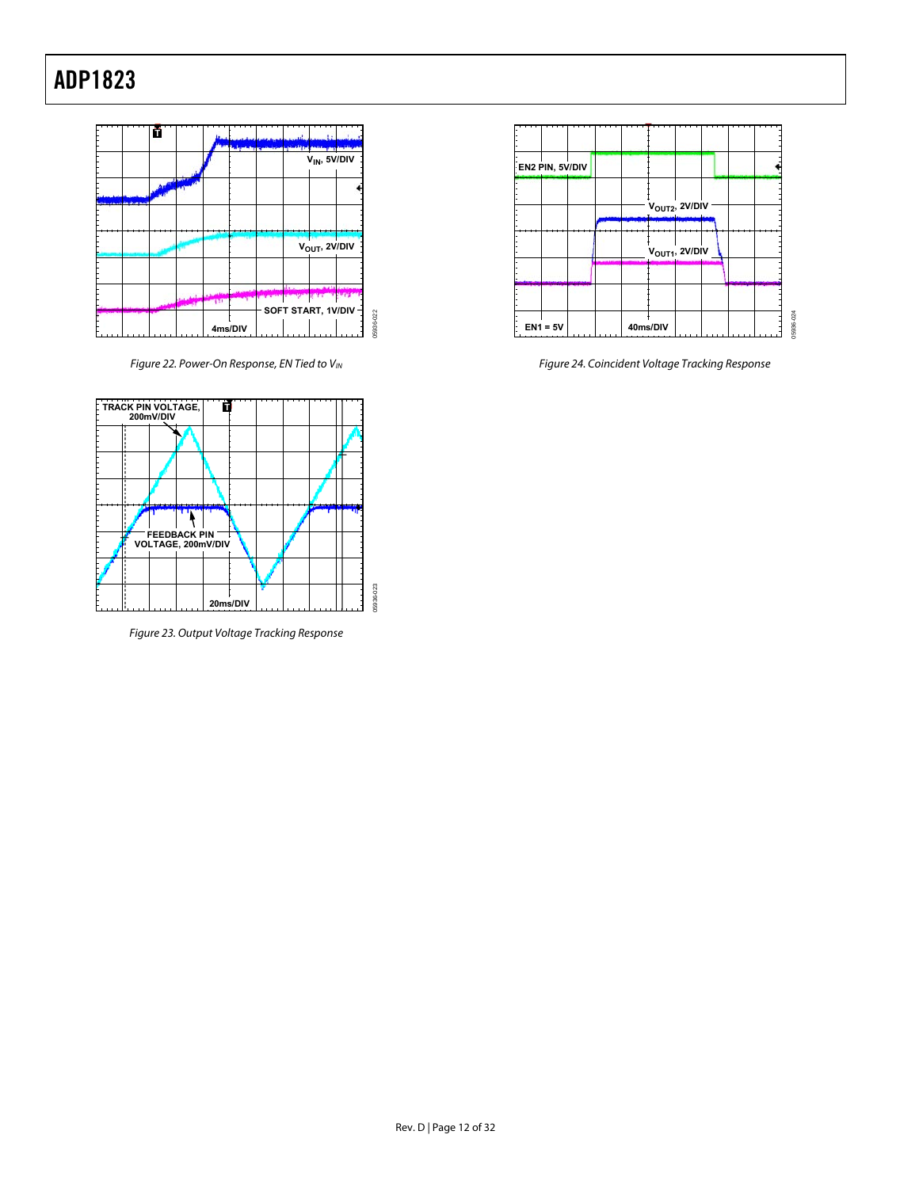$V_{IN}$, 5V/DIV

$V_{OUT}$, 2V/DIV

SOFT START, 1V/DIV

4ms/DIV

05936-022

Figure 22. Power-On Response, EN Tied to $V_{IN}$

TRACK PIN VOLTAGE, 200mV/DIV

FEEDBACK PIN VOLTAGE, 200mV/DIV

20ms/DIV

05936-023

Figure 23. Output Voltage Tracking Response

EN2 PIN, 5V/DIV

$V_{OUT2}$, 2V/DIV

$V_{OUT1}$, 2V/DIV

EN1 = 5V

40ms/DIV

05936-024

Figure 24. Coincident Voltage Tracking Response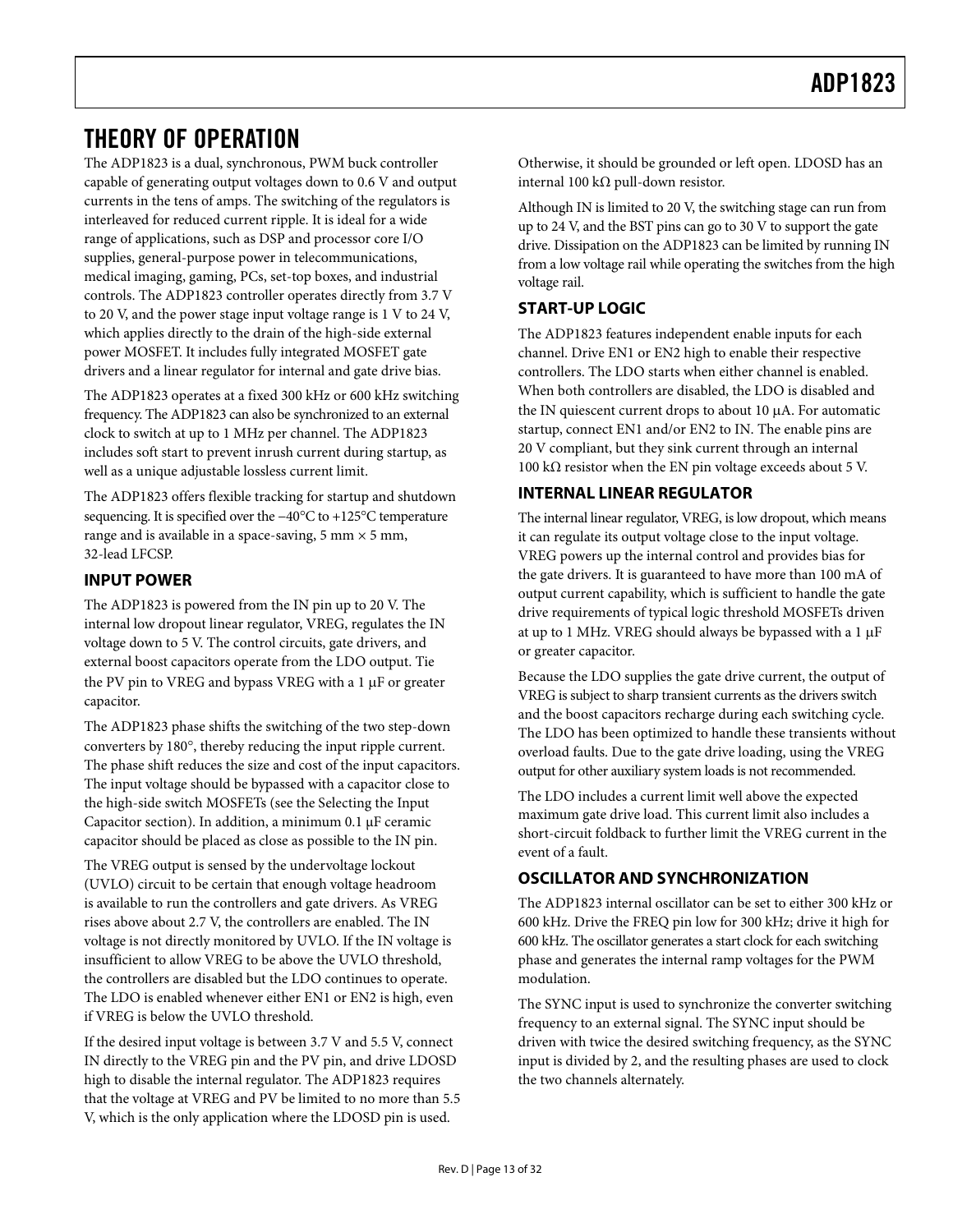# THEORY OF OPERATION

The ADP1823 is a dual, synchronous, PWM buck controller capable of generating output voltages down to 0.6 V and output currents in the tens of amps. The switching of the regulators is interleaved for reduced current ripple. It is ideal for a wide range of applications, such as DSP and processor core I/O supplies, general-purpose power in telecommunications, medical imaging, gaming, PCs, set-top boxes, and industrial controls. The ADP1823 controller operates directly from 3.7 V to 20 V, and the power stage input voltage range is 1 V to 24 V, which applies directly to the drain of the high-side external power MOSFET. It includes fully integrated MOSFET gate drivers and a linear regulator for internal and gate drive bias.

The ADP1823 operates at a fixed 300 kHz or 600 kHz switching frequency. The ADP1823 can also be synchronized to an external clock to switch at up to 1 MHz per channel. The ADP1823 includes soft start to prevent inrush current during startup, as well as a unique adjustable lossless current limit.

The ADP1823 offers flexible tracking for startup and shutdown sequencing. It is specified over the −40°C to +125°C temperature range and is available in a space-saving, 5 mm × 5 mm, 32-lead LFCSP.

## INPUT POWER

The ADP1823 is powered from the IN pin up to 20 V. The internal low dropout linear regulator, VREG, regulates the IN voltage down to 5 V. The control circuits, gate drivers, and external boost capacitors operate from the LDO output. Tie the PV pin to VREG and bypass VREG with a 1 μF or greater capacitor.

The ADP1823 phase shifts the switching of the two step-down converters by 180°, thereby reducing the input ripple current. The phase shift reduces the size and cost of the input capacitors. The input voltage should be bypassed with a capacitor close to the high-side switch MOSFETs (see the Selecting the Input Capacitor section). In addition, a minimum 0.1 μF ceramic capacitor should be placed as close as possible to the IN pin.

The VREG output is sensed by the undervoltage lockout (UVLO) circuit to be certain that enough voltage headroom is available to run the controllers and gate drivers. As VREG rises above about 2.7 V, the controllers are enabled. The IN voltage is not directly monitored by UVLO. If the IN voltage is insufficient to allow VREG to be above the UVLO threshold, the controllers are disabled but the LDO continues to operate. The LDO is enabled whenever either EN1 or EN2 is high, even if VREG is below the UVLO threshold.

If the desired input voltage is between 3.7 V and 5.5 V, connect IN directly to the VREG pin and the PV pin, and drive LDOSD high to disable the internal regulator. The ADP1823 requires that the voltage at VREG and PV be limited to no more than 5.5 V, which is the only application where the LDOSD pin is used. Otherwise, it should be grounded or left open. LDOSD has an internal 100 kΩ pull-down resistor.

Although IN is limited to 20 V, the switching stage can run from up to 24 V, and the BST pins can go to 30 V to support the gate drive. Dissipation on the ADP1823 can be limited by running IN from a low voltage rail while operating the switches from the high voltage rail.

## START-UP LOGIC

The ADP1823 features independent enable inputs for each channel. Drive EN1 or EN2 high to enable their respective controllers. The LDO starts when either channel is enabled. When both controllers are disabled, the LDO is disabled and the IN quiescent current drops to about 10 μA. For automatic startup, connect EN1 and/or EN2 to IN. The enable pins are 20 V compliant, but they sink current through an internal 100 kΩ resistor when the EN pin voltage exceeds about 5 V.

## INTERNAL LINEAR REGULATOR

The internal linear regulator, VREG, is low dropout, which means it can regulate its output voltage close to the input voltage. VREG powers up the internal control and provides bias for the gate drivers. It is guaranteed to have more than 100 mA of output current capability, which is sufficient to handle the gate drive requirements of typical logic threshold MOSFETs driven at up to 1 MHz. VREG should always be bypassed with a 1 μF or greater capacitor.

Because the LDO supplies the gate drive current, the output of VREG is subject to sharp transient currents as the drivers switch and the boost capacitors recharge during each switching cycle. The LDO has been optimized to handle these transients without overload faults. Due to the gate drive loading, using the VREG output for other auxiliary system loads is not recommended.

The LDO includes a current limit well above the expected maximum gate drive load. This current limit also includes a short-circuit foldback to further limit the VREG current in the event of a fault.

## OSCILLATOR AND SYNCHRONIZATION

The ADP1823 internal oscillator can be set to either 300 kHz or 600 kHz. Drive the FREQ pin low for 300 kHz; drive it high for 600 kHz. The oscillator generates a start clock for each switching phase and generates the internal ramp voltages for the PWM modulation.

The SYNC input is used to synchronize the converter switching frequency to an external signal. The SYNC input should be driven with twice the desired switching frequency, as the SYNC input is divided by 2, and the resulting phases are used to clock the two channels alternately.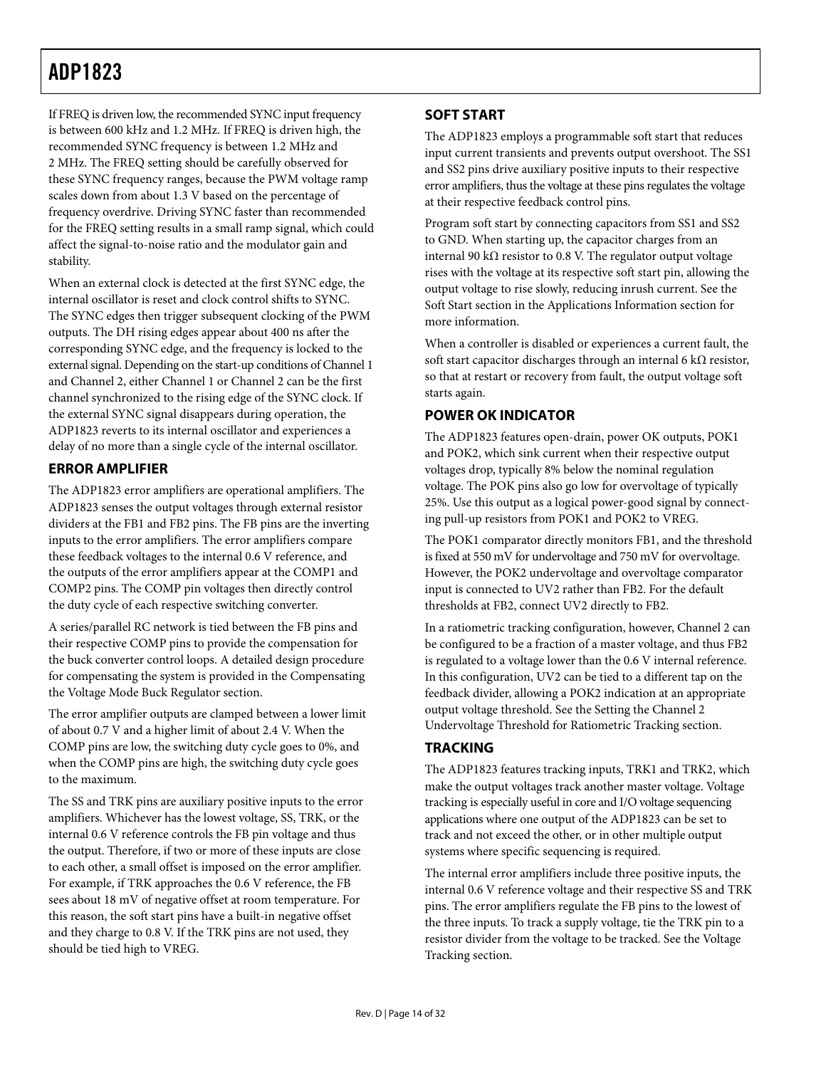If FREQ is driven low, the recommended SYNC input frequency is between 600 kHz and 1.2 MHz. If FREQ is driven high, the recommended SYNC frequency is between 1.2 MHz and 2 MHz. The FREQ setting should be carefully observed for these SYNC frequency ranges, because the PWM voltage ramp scales down from about 1.3 V based on the percentage of frequency overdrive. Driving SYNC faster than recommended for the FREQ setting results in a small ramp signal, which could affect the signal-to-noise ratio and the modulator gain and stability.

When an external clock is detected at the first SYNC edge, the internal oscillator is reset and clock control shifts to SYNC. The SYNC edges then trigger subsequent clocking of the PWM outputs. The DH rising edges appear about 400 ns after the corresponding SYNC edge, and the frequency is locked to the external signal. Depending on the start-up conditions of Channel 1 and Channel 2, either Channel 1 or Channel 2 can be the first channel synchronized to the rising edge of the SYNC clock. If the external SYNC signal disappears during operation, the ADP1823 reverts to its internal oscillator and experiences a delay of no more than a single cycle of the internal oscillator.

## ERROR AMPLIFIER

The ADP1823 error amplifiers are operational amplifiers. The ADP1823 senses the output voltages through external resistor dividers at the FB1 and FB2 pins. The FB pins are the inverting inputs to the error amplifiers. The error amplifiers compare these feedback voltages to the internal 0.6 V reference, and the outputs of the error amplifiers appear at the COMP1 and COMP2 pins. The COMP pin voltages then directly control the duty cycle of each respective switching converter.

A series/parallel RC network is tied between the FB pins and their respective COMP pins to provide the compensation for the buck converter control loops. A detailed design procedure for compensating the system is provided in the Compensating the Voltage Mode Buck Regulator section.

The error amplifier outputs are clamped between a lower limit of about 0.7 V and a higher limit of about 2.4 V. When the COMP pins are low, the switching duty cycle goes to 0%, and when the COMP pins are high, the switching duty cycle goes to the maximum.

The SS and TRK pins are auxiliary positive inputs to the error amplifiers. Whichever has the lowest voltage, SS, TRK, or the internal 0.6 V reference controls the FB pin voltage and thus the output. Therefore, if two or more of these inputs are close to each other, a small offset is imposed on the error amplifier. For example, if TRK approaches the 0.6 V reference, the FB sees about 18 mV of negative offset at room temperature. For this reason, the soft start pins have a built-in negative offset and they charge to 0.8 V. If the TRK pins are not used, they should be tied high to VREG.

## SOFT START

The ADP1823 employs a programmable soft start that reduces input current transients and prevents output overshoot. The SS1 and SS2 pins drive auxiliary positive inputs to their respective error amplifiers, thus the voltage at these pins regulates the voltage at their respective feedback control pins.

Program soft start by connecting capacitors from SS1 and SS2 to GND. When starting up, the capacitor charges from an internal 90 kΩ resistor to 0.8 V. The regulator output voltage rises with the voltage at its respective soft start pin, allowing the output voltage to rise slowly, reducing inrush current. See the Soft Start section in the Applications Information section for more information.

When a controller is disabled or experiences a current fault, the soft start capacitor discharges through an internal 6 kΩ resistor, so that at restart or recovery from fault, the output voltage soft starts again.

## POWER OK INDICATOR

The ADP1823 features open-drain, power OK outputs, POK1 and POK2, which sink current when their respective output voltages drop, typically 8% below the nominal regulation voltage. The POK pins also go low for overvoltage of typically 25%. Use this output as a logical power-good signal by connecting pull-up resistors from POK1 and POK2 to VREG.

The POK1 comparator directly monitors FB1, and the threshold is fixed at 550 mV for undervoltage and 750 mV for overvoltage. However, the POK2 undervoltage and overvoltage comparator input is connected to UV2 rather than FB2. For the default thresholds at FB2, connect UV2 directly to FB2.

In a ratiometric tracking configuration, however, Channel 2 can be configured to be a fraction of a master voltage, and thus FB2 is regulated to a voltage lower than the 0.6 V internal reference. In this configuration, UV2 can be tied to a different tap on the feedback divider, allowing a POK2 indication at an appropriate output voltage threshold. See the Setting the Channel 2 Undervoltage Threshold for Ratiometric Tracking section.

## TRACKING

The ADP1823 features tracking inputs, TRK1 and TRK2, which make the output voltages track another master voltage. Voltage tracking is especially useful in core and I/O voltage sequencing applications where one output of the ADP1823 can be set to track and not exceed the other, or in other multiple output systems where specific sequencing is required.

The internal error amplifiers include three positive inputs, the internal 0.6 V reference voltage and their respective SS and TRK pins. The error amplifiers regulate the FB pins to the lowest of the three inputs. To track a supply voltage, tie the TRK pin to a resistor divider from the voltage to be tracked. See the Voltage Tracking section.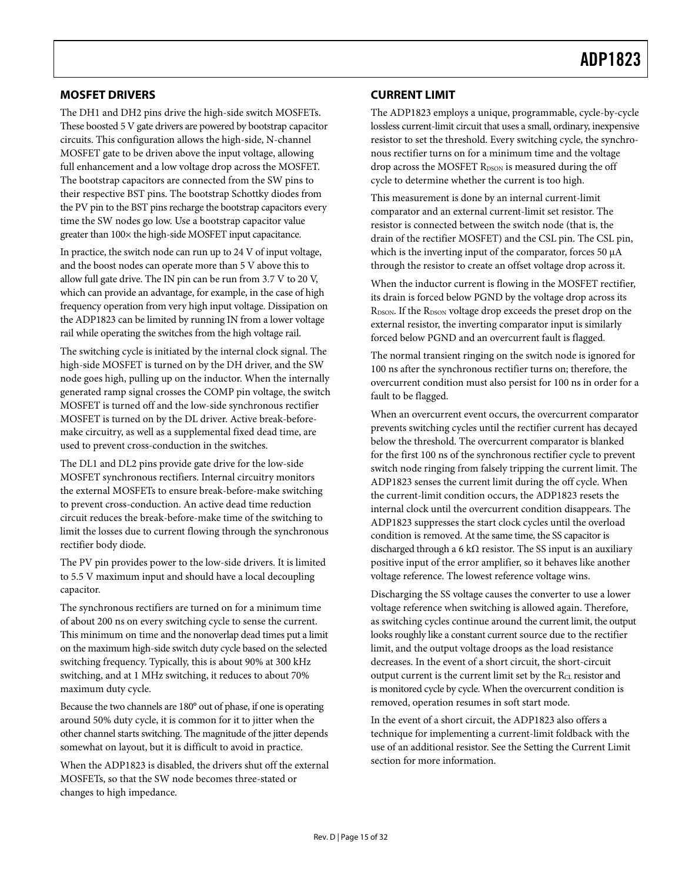## MOSFET DRIVERS

The DH1 and DH2 pins drive the high-side switch MOSFETs. These boosted 5 V gate drivers are powered by bootstrap capacitor circuits. This configuration allows the high-side, N-channel MOSFET gate to be driven above the input voltage, allowing full enhancement and a low voltage drop across the MOSFET. The bootstrap capacitors are connected from the SW pins to their respective BST pins. The bootstrap Schottky diodes from the PV pin to the BST pins recharge the bootstrap capacitors every time the SW nodes go low. Use a bootstrap capacitor value greater than 100× the high-side MOSFET input capacitance.

In practice, the switch node can run up to 24 V of input voltage, and the boost nodes can operate more than 5 V above this to allow full gate drive. The IN pin can be run from 3.7 V to 20 V, which can provide an advantage, for example, in the case of high frequency operation from very high input voltage. Dissipation on the ADP1823 can be limited by running IN from a lower voltage rail while operating the switches from the high voltage rail.

The switching cycle is initiated by the internal clock signal. The high-side MOSFET is turned on by the DH driver, and the SW node goes high, pulling up on the inductor. When the internally generated ramp signal crosses the COMP pin voltage, the switch MOSFET is turned off and the low-side synchronous rectifier MOSFET is turned on by the DL driver. Active break-before-make circuitry, as well as a supplemental fixed dead time, are used to prevent cross-conduction in the switches.

The DL1 and DL2 pins provide gate drive for the low-side MOSFET synchronous rectifiers. Internal circuitry monitors the external MOSFETs to ensure break-before-make switching to prevent cross-conduction. An active dead time reduction circuit reduces the break-before-make time of the switching to limit the losses due to current flowing through the synchronous rectifier body diode.

The PV pin provides power to the low-side drivers. It is limited to 5.5 V maximum input and should have a local decoupling capacitor.

The synchronous rectifiers are turned on for a minimum time of about 200 ns on every switching cycle to sense the current. This minimum on time and the nonoverlap dead times put a limit on the maximum high-side switch duty cycle based on the selected switching frequency. Typically, this is about 90% at 300 kHz switching, and at 1 MHz switching, it reduces to about 70% maximum duty cycle.

Because the two channels are 180° out of phase, if one is operating around 50% duty cycle, it is common for it to jitter when the other channel starts switching. The magnitude of the jitter depends somewhat on layout, but it is difficult to avoid in practice.

When the ADP1823 is disabled, the drivers shut off the external MOSFETs, so that the SW node becomes three-stated or changes to high impedance.

## CURRENT LIMIT

The ADP1823 employs a unique, programmable, cycle-by-cycle lossless current-limit circuit that uses a small, ordinary, inexpensive resistor to set the threshold. Every switching cycle, the synchronous rectifier turns on for a minimum time and the voltage drop across the MOSFET $R_{DSON}$ is measured during the off cycle to determine whether the current is too high.

This measurement is done by an internal current-limit comparator and an external current-limit set resistor. The resistor is connected between the switch node (that is, the drain of the rectifier MOSFET) and the CSL pin. The CSL pin, which is the inverting input of the comparator, forces 50 μA through the resistor to create an offset voltage drop across it.

When the inductor current is flowing in the MOSFET rectifier, its drain is forced below PGND by the voltage drop across its $R_{DSON}$. If the $R_{DSON}$ voltage drop exceeds the preset drop on the external resistor, the inverting comparator input is similarly forced below PGND and an overcurrent fault is flagged.

The normal transient ringing on the switch node is ignored for 100 ns after the synchronous rectifier turns on; therefore, the overcurrent condition must also persist for 100 ns in order for a fault to be flagged.

When an overcurrent event occurs, the overcurrent comparator prevents switching cycles until the rectifier current has decayed below the threshold. The overcurrent comparator is blanked for the first 100 ns of the synchronous rectifier cycle to prevent switch node ringing from falsely tripping the current limit. The ADP1823 senses the current limit during the off cycle. When the current-limit condition occurs, the ADP1823 resets the internal clock until the overcurrent condition disappears. The ADP1823 suppresses the start clock cycles until the overload condition is removed. At the same time, the SS capacitor is discharged through a 6 kΩ resistor. The SS input is an auxiliary positive input of the error amplifier, so it behaves like another voltage reference. The lowest reference voltage wins.

Discharging the SS voltage causes the converter to use a lower voltage reference when switching is allowed again. Therefore, as switching cycles continue around the current limit, the output looks roughly like a constant current source due to the rectifier limit, and the output voltage droops as the load resistance decreases. In the event of a short circuit, the short-circuit output current is the current limit set by the $R_{CL}$ resistor and is monitored cycle by cycle. When the overcurrent condition is removed, operation resumes in soft start mode.

In the event of a short circuit, the ADP1823 also offers a technique for implementing a current-limit foldback with the use of an additional resistor. See the Setting the Current Limit section for more information.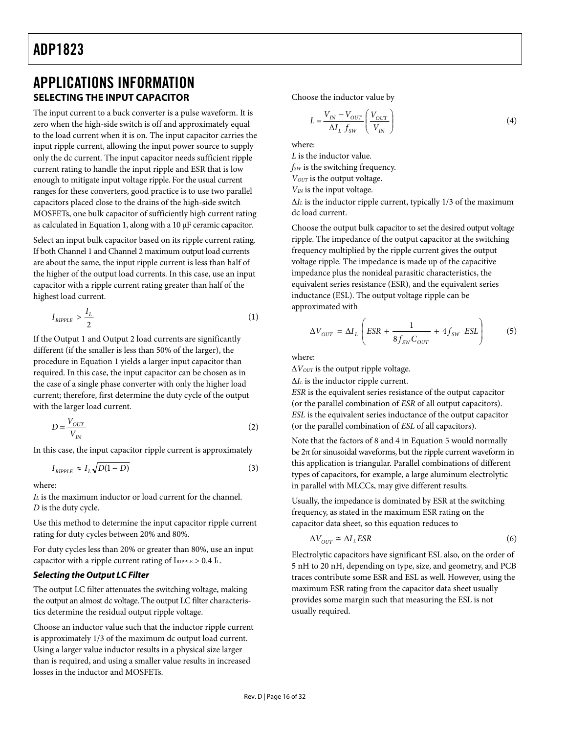# APPLICATIONS INFORMATION

## SELECTING THE INPUT CAPACITOR

The input current to a buck converter is a pulse waveform. It is zero when the high-side switch is off and approximately equal to the load current when it is on. The input capacitor carries the input ripple current, allowing the input power source to supply only the dc current. The input capacitor needs sufficient ripple current rating to handle the input ripple and ESR that is low enough to mitigate input voltage ripple. For the usual current ranges for these converters, good practice is to use two parallel capacitors placed close to the drains of the high-side switch MOSFETs, one bulk capacitor of sufficiently high current rating as calculated in Equation 1, along with a 10 μF ceramic capacitor.

Select an input bulk capacitor based on its ripple current rating. If both Channel 1 and Channel 2 maximum output load currents are about the same, the input ripple current is less than half of the higher of the output load currents. In this case, use an input capacitor with a ripple current rating greater than half of the highest load current.

$$I_{RIPPLE} > \frac{I_L}{2} \tag{1}$$

If the Output 1 and Output 2 load currents are significantly different (if the smaller is less than 50% of the larger), the procedure in Equation 1 yields a larger input capacitor than required. In this case, the input capacitor can be chosen as in the case of a single phase converter with only the higher load current; therefore, first determine the duty cycle of the output with the larger load current.

$$D = \frac{V_{OUT}}{V_{IN}} \tag{2}$$

In this case, the input capacitor ripple current is approximately

$$I_{RIPPLE} \approx I_L \sqrt{D(1-D)} \tag{3}$$

where:
$I_L$ is the maximum inductor or load current for the channel.
$D$ is the duty cycle.

Use this method to determine the input capacitor ripple current rating for duty cycles between 20% and 80%.

For duty cycles less than 20% or greater than 80%, use an input capacitor with a ripple current rating of $I_{RIPPLE} > 0.4\ I_L$.

### *Selecting the Output LC Filter*

The output LC filter attenuates the switching voltage, making the output an almost dc voltage. The output LC filter characteristics determine the residual output ripple voltage.

Choose an inductor value such that the inductor ripple current is approximately 1/3 of the maximum dc output load current. Using a larger value inductor results in a physical size larger than is required, and using a smaller value results in increased losses in the inductor and MOSFETs.

Choose the inductor value by

$$L = \frac{V_{IN} - V_{OUT}}{\Delta I_L\ f_{SW}} \left( \frac{V_{OUT}}{V_{IN}} \right) \tag{4}$$

where:
$L$ is the inductor value.
$f_{SW}$ is the switching frequency.
$V_{OUT}$ is the output voltage.
$V_{IN}$ is the input voltage.
$\Delta I_L$ is the inductor ripple current, typically 1/3 of the maximum dc load current.

Choose the output bulk capacitor to set the desired output voltage ripple. The impedance of the output capacitor at the switching frequency multiplied by the ripple current gives the output voltage ripple. The impedance is made up of the capacitive impedance plus the nonideal parasitic characteristics, the equivalent series resistance (ESR), and the equivalent series inductance (ESL). The output voltage ripple can be approximated with

$$\Delta V_{OUT} = \Delta I_L \left( ESR + \frac{1}{8 f_{SW} C_{OUT}} + 4 f_{SW}\ ESL \right) \tag{5}$$

where:
$\Delta V_{OUT}$ is the output ripple voltage.
$\Delta I_L$ is the inductor ripple current.
*ESR* is the equivalent series resistance of the output capacitor (or the parallel combination of *ESR* of all output capacitors).
*ESL* is the equivalent series inductance of the output capacitor (or the parallel combination of *ESL* of all capacitors).

Note that the factors of 8 and 4 in Equation 5 would normally be 2π for sinusoidal waveforms, but the ripple current waveform in this application is triangular. Parallel combinations of different types of capacitors, for example, a large aluminum electrolytic in parallel with MLCCs, may give different results.

Usually, the impedance is dominated by ESR at the switching frequency, as stated in the maximum ESR rating on the capacitor data sheet, so this equation reduces to

$$\Delta V_{OUT} \cong \Delta I_L ESR \tag{6}$$

Electrolytic capacitors have significant ESL also, on the order of 5 nH to 20 nH, depending on type, size, and geometry, and PCB traces contribute some ESR and ESL as well. However, using the maximum ESR rating from the capacitor data sheet usually provides some margin such that measuring the ESL is not usually required.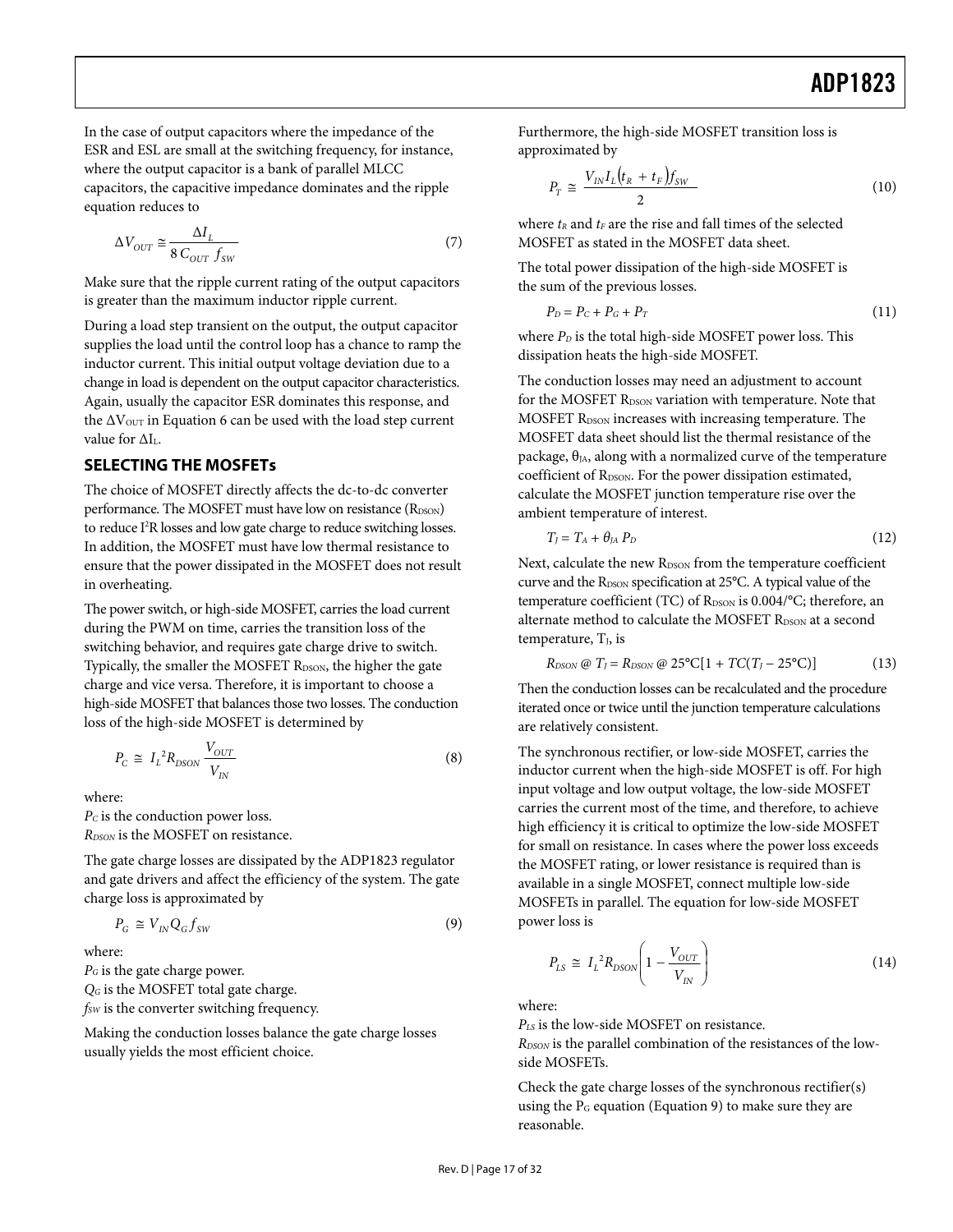In the case of output capacitors where the impedance of the ESR and ESL are small at the switching frequency, for instance, where the output capacitor is a bank of parallel MLCC capacitors, the capacitive impedance dominates and the ripple equation reduces to

$$\Delta V_{OUT} \cong \frac{\Delta I_L}{8\, C_{OUT}\, f_{SW}} \tag{7}$$

Make sure that the ripple current rating of the output capacitors is greater than the maximum inductor ripple current.

During a load step transient on the output, the output capacitor supplies the load until the control loop has a chance to ramp the inductor current. This initial output voltage deviation due to a change in load is dependent on the output capacitor characteristics. Again, usually the capacitor ESR dominates this response, and the $\Delta V_{OUT}$ in Equation 6 can be used with the load step current value for $\Delta I_L$.

## SELECTING THE MOSFETs

The choice of MOSFET directly affects the dc-to-dc converter performance. The MOSFET must have low on resistance ($R_{DSON}$) to reduce $I^2R$ losses and low gate charge to reduce switching losses. In addition, the MOSFET must have low thermal resistance to ensure that the power dissipated in the MOSFET does not result in overheating.

The power switch, or high-side MOSFET, carries the load current during the PWM on time, carries the transition loss of the switching behavior, and requires gate charge drive to switch. Typically, the smaller the MOSFET $R_{DSON}$, the higher the gate charge and vice versa. Therefore, it is important to choose a high-side MOSFET that balances those two losses. The conduction loss of the high-side MOSFET is determined by

$$P_C \cong I_L^2 R_{DSON} \frac{V_{OUT}}{V_{IN}} \tag{8}$$

where:
$P_C$ is the conduction power loss.
$R_{DSON}$ is the MOSFET on resistance.

The gate charge losses are dissipated by the ADP1823 regulator and gate drivers and affect the efficiency of the system. The gate charge loss is approximated by

$$P_G \cong V_{IN} Q_G f_{SW} \tag{9}$$

where:
$P_G$ is the gate charge power.
$Q_G$ is the MOSFET total gate charge.
$f_{SW}$ is the converter switching frequency.

Making the conduction losses balance the gate charge losses usually yields the most efficient choice.

Furthermore, the high-side MOSFET transition loss is approximated by

$$P_T \cong \frac{V_{IN} I_L (t_R + t_F) f_{SW}}{2} \tag{10}$$

where $t_R$ and $t_F$ are the rise and fall times of the selected MOSFET as stated in the MOSFET data sheet.

The total power dissipation of the high-side MOSFET is the sum of the previous losses.

$$P_D = P_C + P_G + P_T \tag{11}$$

where $P_D$ is the total high-side MOSFET power loss. This dissipation heats the high-side MOSFET.

The conduction losses may need an adjustment to account for the MOSFET $R_{DSON}$ variation with temperature. Note that MOSFET $R_{DSON}$ increases with increasing temperature. The MOSFET data sheet should list the thermal resistance of the package, $\theta_{JA}$, along with a normalized curve of the temperature coefficient of $R_{DSON}$. For the power dissipation estimated, calculate the MOSFET junction temperature rise over the ambient temperature of interest.

$$T_J = T_A + \theta_{JA} P_D \tag{12}$$

Next, calculate the new $R_{DSON}$ from the temperature coefficient curve and the $R_{DSON}$ specification at 25°C. A typical value of the temperature coefficient (TC) of $R_{DSON}$ is 0.004/°C; therefore, an alternate method to calculate the MOSFET $R_{DSON}$ at a second temperature, $T_J$, is

$$R_{DSON} @ T_J = R_{DSON} @ 25°C[1 + TC(T_J - 25°C)] \tag{13}$$

Then the conduction losses can be recalculated and the procedure iterated once or twice until the junction temperature calculations are relatively consistent.

The synchronous rectifier, or low-side MOSFET, carries the inductor current when the high-side MOSFET is off. For high input voltage and low output voltage, the low-side MOSFET carries the current most of the time, and therefore, to achieve high efficiency it is critical to optimize the low-side MOSFET for small on resistance. In cases where the power loss exceeds the MOSFET rating, or lower resistance is required than is available in a single MOSFET, connect multiple low-side MOSFETs in parallel. The equation for low-side MOSFET power loss is

$$P_{LS} \cong I_L^2 R_{DSON} \left(1 - \frac{V_{OUT}}{V_{IN}}\right) \tag{14}$$

where:
$P_{LS}$ is the low-side MOSFET on resistance.
$R_{DSON}$ is the parallel combination of the resistances of the low-side MOSFETs.

Check the gate charge losses of the synchronous rectifier(s) using the $P_G$ equation (Equation 9) to make sure they are reasonable.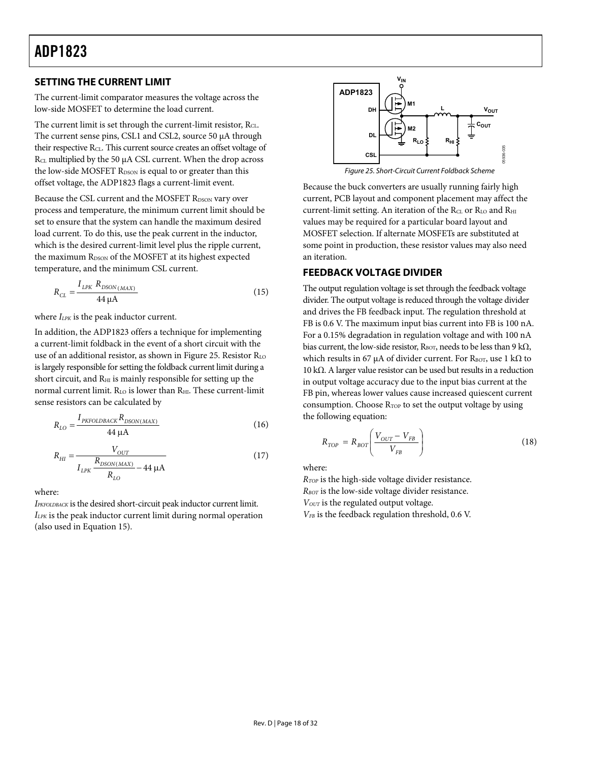## SETTING THE CURRENT LIMIT

The current-limit comparator measures the voltage across the low-side MOSFET to determine the load current.

The current limit is set through the current-limit resistor, $R_{CL}$. The current sense pins, CSL1 and CSL2, source 50 µA through their respective $R_{CL}$. This current source creates an offset voltage of $R_{CL}$ multiplied by the 50 µA CSL current. When the drop across the low-side MOSFET $R_{DSON}$ is equal to or greater than this offset voltage, the ADP1823 flags a current-limit event.

Because the CSL current and the MOSFET $R_{DSON}$ vary over process and temperature, the minimum current limit should be set to ensure that the system can handle the maximum desired load current. To do this, use the peak current in the inductor, which is the desired current-limit level plus the ripple current, the maximum $R_{DSON}$ of the MOSFET at its highest expected temperature, and the minimum CSL current.

$$R_{CL} = \frac{I_{LPK}\ R_{DSON(MAX)}}{44\ \mu A} \tag{15}$$

where $I_{LPK}$ is the peak inductor current.

In addition, the ADP1823 offers a technique for implementing a current-limit foldback in the event of a short circuit with the use of an additional resistor, as shown in Figure 25. Resistor $R_{LO}$ is largely responsible for setting the foldback current limit during a short circuit, and $R_{HI}$ is mainly responsible for setting up the normal current limit. $R_{LO}$ is lower than $R_{HI}$. These current-limit sense resistors can be calculated by

$$R_{LO} = \frac{I_{PKFOLDBACK} R_{DSON(MAX)}}{44\ \mu A} \tag{16}$$

$$R_{HI} = \frac{V_{OUT}}{I_{LPK}\dfrac{R_{DSON(MAX)}}{R_{LO}} - 44\ \mu A} \tag{17}$$

where:
$I_{PKFOLDBACK}$ is the desired short-circuit peak inductor current limit.
$I_{LPK}$ is the peak inductor current limit during normal operation (also used in Equation 15).

ADP1823
DH
DL
CSL
$V_{IN}$
M1
M2
L
$V_{OUT}$
$C_{OUT}$
$R_{LO}$
$R_{HI}$
05936-035

Figure 25. Short-Circuit Current Foldback Scheme

Because the buck converters are usually running fairly high current, PCB layout and component placement may affect the current-limit setting. An iteration of the $R_{CL}$ or $R_{LO}$ and $R_{HI}$ values may be required for a particular board layout and MOSFET selection. If alternate MOSFETs are substituted at some point in production, these resistor values may also need an iteration.

## FEEDBACK VOLTAGE DIVIDER

The output regulation voltage is set through the feedback voltage divider. The output voltage is reduced through the voltage divider and drives the FB feedback input. The regulation threshold at FB is 0.6 V. The maximum input bias current into FB is 100 nA. For a 0.15% degradation in regulation voltage and with 100 nA bias current, the low-side resistor, $R_{BOT}$, needs to be less than 9 kΩ, which results in 67 µA of divider current. For $R_{BOT}$, use 1 kΩ to 10 kΩ. A larger value resistor can be used but results in a reduction in output voltage accuracy due to the input bias current at the FB pin, whereas lower values cause increased quiescent current consumption. Choose $R_{TOP}$ to set the output voltage by using the following equation:

$$R_{TOP} = R_{BOT}\left(\frac{V_{OUT} - V_{FB}}{V_{FB}}\right) \tag{18}$$

where:
$R_{TOP}$ is the high-side voltage divider resistance.
$R_{BOT}$ is the low-side voltage divider resistance.
$V_{OUT}$ is the regulated output voltage.
$V_{FB}$ is the feedback regulation threshold, 0.6 V.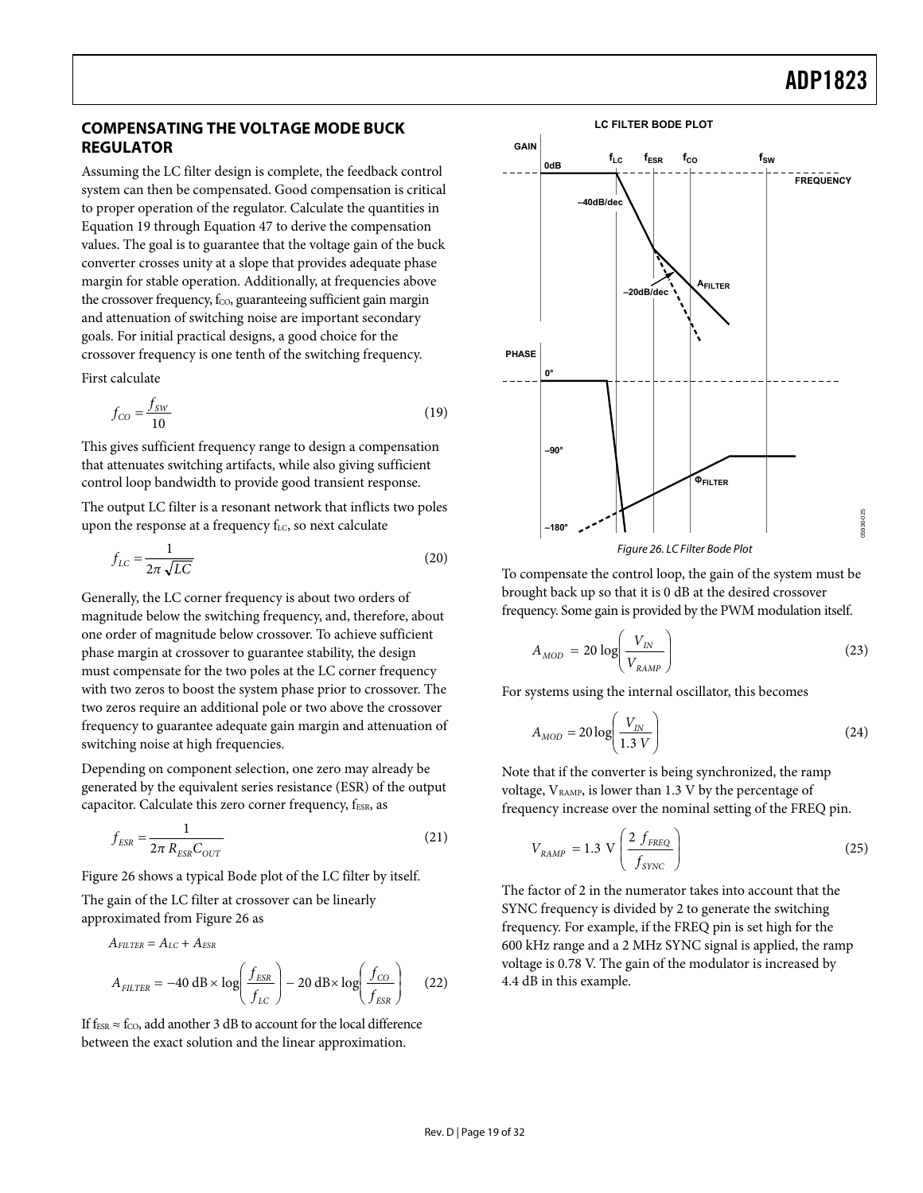## COMPENSATING THE VOLTAGE MODE BUCK REGULATOR

Assuming the LC filter design is complete, the feedback control system can then be compensated. Good compensation is critical to proper operation of the regulator. Calculate the quantities in Equation 19 through Equation 47 to derive the compensation values. The goal is to guarantee that the voltage gain of the buck converter crosses unity at a slope that provides adequate phase margin for stable operation. Additionally, at frequencies above the crossover frequency, $f_{CO}$, guaranteeing sufficient gain margin and attenuation of switching noise are important secondary goals. For initial practical designs, a good choice for the crossover frequency is one tenth of the switching frequency.

First calculate

$$f_{CO} = \frac{f_{SW}}{10} \tag{19}$$

This gives sufficient frequency range to design a compensation that attenuates switching artifacts, while also giving sufficient control loop bandwidth to provide good transient response.

The output LC filter is a resonant network that inflicts two poles upon the response at a frequency $f_{LC}$, so next calculate

$$f_{LC} = \frac{1}{2\pi\sqrt{LC}} \tag{20}$$

Generally, the LC corner frequency is about two orders of magnitude below the switching frequency, and, therefore, about one order of magnitude below crossover. To achieve sufficient phase margin at crossover to guarantee stability, the design must compensate for the two poles at the LC corner frequency with two zeros to boost the system phase prior to crossover. The two zeros require an additional pole or two above the crossover frequency to guarantee adequate gain margin and attenuation of switching noise at high frequencies.

Depending on component selection, one zero may already be generated by the equivalent series resistance (ESR) of the output capacitor. Calculate this zero corner frequency, $f_{ESR}$, as

$$f_{ESR} = \frac{1}{2\pi R_{ESR} C_{OUT}} \tag{21}$$

Figure 26 shows a typical Bode plot of the LC filter by itself.

The gain of the LC filter at crossover can be linearly approximated from Figure 26 as

$$A_{FILTER} = A_{LC} + A_{ESR}$$

$$A_{FILTER} = -40\text{ dB} \times \log\left(\frac{f_{ESR}}{f_{LC}}\right) - 20\text{ dB} \times \log\left(\frac{f_{CO}}{f_{ESR}}\right) \tag{22}$$

If $f_{ESR} \approx f_{CO}$, add another 3 dB to account for the local difference between the exact solution and the linear approximation.

LC FILTER BODE PLOT

GAIN
0dB
$f_{LC}$
$f_{ESR}$
$f_{CO}$
$f_{SW}$
FREQUENCY
–40dB/dec
–20dB/dec
$A_{FILTER}$
PHASE
0°
–90°
$\Phi_{FILTER}$
–180°
05936-025

Figure 26. LC Filter Bode Plot

To compensate the control loop, the gain of the system must be brought back up so that it is 0 dB at the desired crossover frequency. Some gain is provided by the PWM modulation itself.

$$A_{MOD} = 20\log\left(\frac{V_{IN}}{V_{RAMP}}\right) \tag{23}$$

For systems using the internal oscillator, this becomes

$$A_{MOD} = 20\log\left(\frac{V_{IN}}{1.3\text{ V}}\right) \tag{24}$$

Note that if the converter is being synchronized, the ramp voltage, $V_{RAMP}$, is lower than 1.3 V by the percentage of frequency increase over the nominal setting of the FREQ pin.

$$V_{RAMP} = 1.3\text{ V}\left(\frac{2\ f_{FREQ}}{f_{SYNC}}\right) \tag{25}$$

The factor of 2 in the numerator takes into account that the SYNC frequency is divided by 2 to generate the switching frequency. For example, if the FREQ pin is set high for the 600 kHz range and a 2 MHz SYNC signal is applied, the ramp voltage is 0.78 V. The gain of the modulator is increased by 4.4 dB in this example.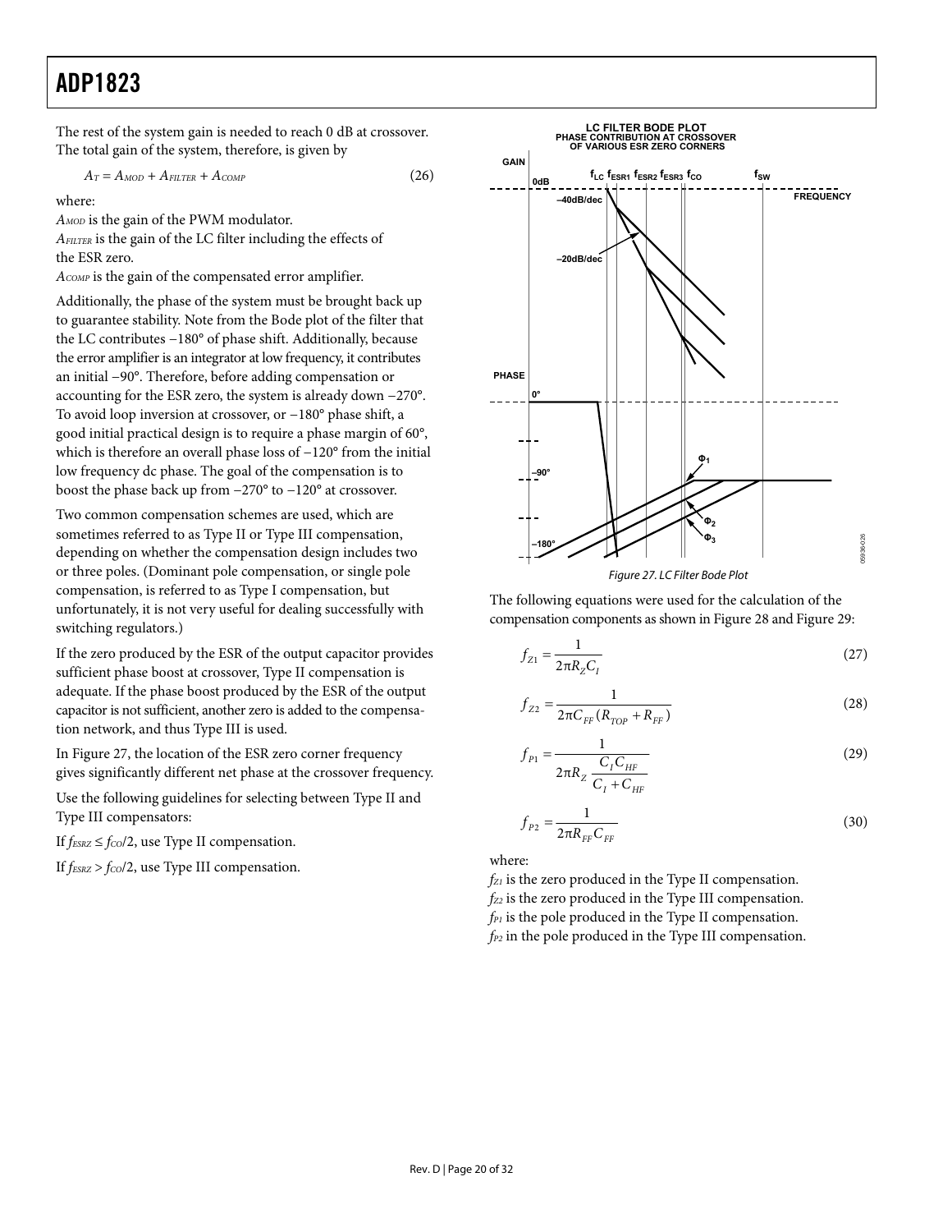The rest of the system gain is needed to reach 0 dB at crossover. The total gain of the system, therefore, is given by

$$A_T = A_{MOD} + A_{FILTER} + A_{COMP} \quad (26)$$

where:
$A_{MOD}$ is the gain of the PWM modulator.
$A_{FILTER}$ is the gain of the LC filter including the effects of the ESR zero.
$A_{COMP}$ is the gain of the compensated error amplifier.

Additionally, the phase of the system must be brought back up to guarantee stability. Note from the Bode plot of the filter that the LC contributes −180° of phase shift. Additionally, because the error amplifier is an integrator at low frequency, it contributes an initial −90°. Therefore, before adding compensation or accounting for the ESR zero, the system is already down −270°. To avoid loop inversion at crossover, or −180° phase shift, a good initial practical design is to require a phase margin of 60°, which is therefore an overall phase loss of −120° from the initial low frequency dc phase. The goal of the compensation is to boost the phase back up from −270° to −120° at crossover.

Two common compensation schemes are used, which are sometimes referred to as Type II or Type III compensation, depending on whether the compensation design includes two or three poles. (Dominant pole compensation, or single pole compensation, is referred to as Type I compensation, but unfortunately, it is not very useful for dealing successfully with switching regulators.)

If the zero produced by the ESR of the output capacitor provides sufficient phase boost at crossover, Type II compensation is adequate. If the phase boost produced by the ESR of the output capacitor is not sufficient, another zero is added to the compensation network, and thus Type III is used.

In Figure 27, the location of the ESR zero corner frequency gives significantly different net phase at the crossover frequency.

Use the following guidelines for selecting between Type II and Type III compensators:

If $f_{ESRZ} \leq f_{CO}/2$, use Type II compensation.

If $f_{ESRZ} > f_{CO}/2$, use Type III compensation.

LC FILTER BODE PLOT
PHASE CONTRIBUTION AT CROSSOVER
OF VARIOUS ESR ZERO CORNERS
GAIN
0dB
$f_{LC}$ $f_{ESR1}$ $f_{ESR2}$ $f_{ESR3}$ $f_{CO}$ $f_{SW}$
–40dB/dec
FREQUENCY
–20dB/dec
PHASE
0°
Φ1
–90°
Φ2
Φ3
–180°

Figure 27. LC Filter Bode Plot

The following equations were used for the calculation of the compensation components as shown in Figure 28 and Figure 29:

$$f_{Z1} = \frac{1}{2\pi R_Z C_I} \quad (27)$$

$$f_{Z2} = \frac{1}{2\pi C_{FF}(R_{TOP} + R_{FF})} \quad (28)$$

$$f_{P1} = \frac{1}{2\pi R_Z \dfrac{C_I C_{HF}}{C_I + C_{HF}}} \quad (29)$$

$$f_{P2} = \frac{1}{2\pi R_{FF} C_{FF}} \quad (30)$$

where:
$f_{Z1}$ is the zero produced in the Type II compensation.
$f_{Z2}$ is the zero produced in the Type III compensation.
$f_{P1}$ is the pole produced in the Type II compensation.
$f_{P2}$ in the pole produced in the Type III compensation.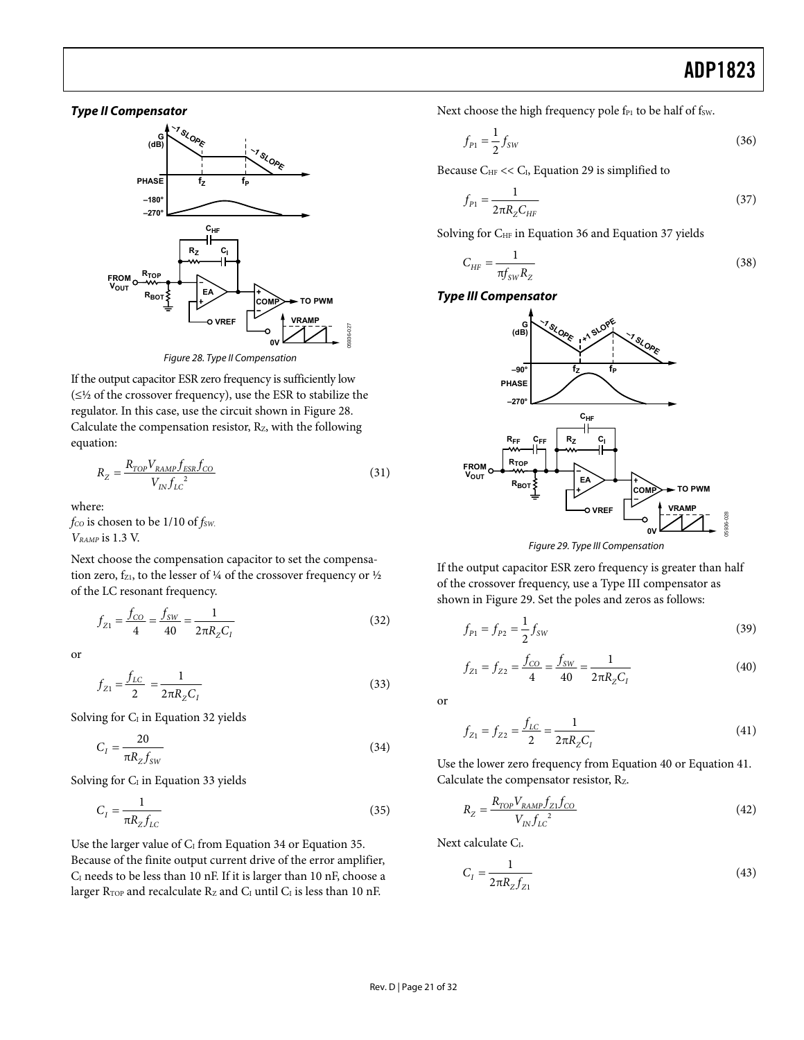### Type II Compensator

G (dB)
–1 SLOPE
–1 SLOPE
PHASE
$f_Z$
$f_P$
–180°
–270°
$C_{HF}$
$R_Z$
$C_I$
FROM $V_{OUT}$
$R_{TOP}$
$R_{BOT}$
EA
COMP
TO PWM
VREF
VRAMP
0V
05936-027

Figure 28. Type II Compensation

If the output capacitor ESR zero frequency is sufficiently low (≤½ of the crossover frequency), use the ESR to stabilize the regulator. In this case, use the circuit shown in Figure 28. Calculate the compensation resistor, $R_Z$, with the following equation:

$$R_Z = \frac{R_{TOP} V_{RAMP} f_{ESR} f_{CO}}{V_{IN} {f_{LC}}^2} \tag{31}$$

where:
$f_{CO}$ is chosen to be 1/10 of $f_{SW.}$
$V_{RAMP}$ is 1.3 V.

Next choose the compensation capacitor to set the compensation zero, $f_{Z1}$, to the lesser of ¼ of the crossover frequency or ½ of the LC resonant frequency.

$$f_{Z1} = \frac{f_{CO}}{4} = \frac{f_{SW}}{40} = \frac{1}{2\pi R_Z C_I} \tag{32}$$

or

$$f_{Z1} = \frac{f_{LC}}{2} = \frac{1}{2\pi R_Z C_I} \tag{33}$$

Solving for $C_I$ in Equation 32 yields

$$C_I = \frac{20}{\pi R_Z f_{SW}} \tag{34}$$

Solving for $C_I$ in Equation 33 yields

$$C_I = \frac{1}{\pi R_Z f_{LC}} \tag{35}$$

Use the larger value of $C_I$ from Equation 34 or Equation 35. Because of the finite output current drive of the error amplifier, $C_I$ needs to be less than 10 nF. If it is larger than 10 nF, choose a larger $R_{TOP}$ and recalculate $R_Z$ and $C_I$ until $C_I$ is less than 10 nF.

Next choose the high frequency pole $f_{P1}$ to be half of $f_{SW}$.

$$f_{P1} = \frac{1}{2} f_{SW} \tag{36}$$

Because $C_{HF} << C_I$, Equation 29 is simplified to

$$f_{P1} = \frac{1}{2\pi R_Z C_{HF}} \tag{37}$$

Solving for $C_{HF}$ in Equation 36 and Equation 37 yields

$$C_{HF} = \frac{1}{\pi f_{SW} R_Z} \tag{38}$$

### Type III Compensator

G (dB)
–1 SLOPE
+1 SLOPE
–1 SLOPE
–90°
$f_Z$
$f_P$
PHASE
–270°
$C_{HF}$
$R_{FF}$
$C_{FF}$
$R_Z$
$C_I$
FROM $V_{OUT}$
$R_{TOP}$
$R_{BOT}$
EA
COMP
TO PWM
VREF
VRAMP
0V
05936-028

Figure 29. Type III Compensation

If the output capacitor ESR zero frequency is greater than half of the crossover frequency, use a Type III compensator as shown in Figure 29. Set the poles and zeros as follows:

$$f_{P1} = f_{P2} = \frac{1}{2} f_{SW} \tag{39}$$

$$f_{Z1} = f_{Z2} = \frac{f_{CO}}{4} = \frac{f_{SW}}{40} = \frac{1}{2\pi R_Z C_I} \tag{40}$$

or

$$f_{Z1} = f_{Z2} = \frac{f_{LC}}{2} = \frac{1}{2\pi R_Z C_I} \tag{41}$$

Use the lower zero frequency from Equation 40 or Equation 41. Calculate the compensator resistor, $R_Z$.

$$R_Z = \frac{R_{TOP} V_{RAMP} f_{Z1} f_{CO}}{V_{IN} {f_{LC}}^2} \tag{42}$$

Next calculate $C_I$.

$$C_I = \frac{1}{2\pi R_Z f_{Z1}} \tag{43}$$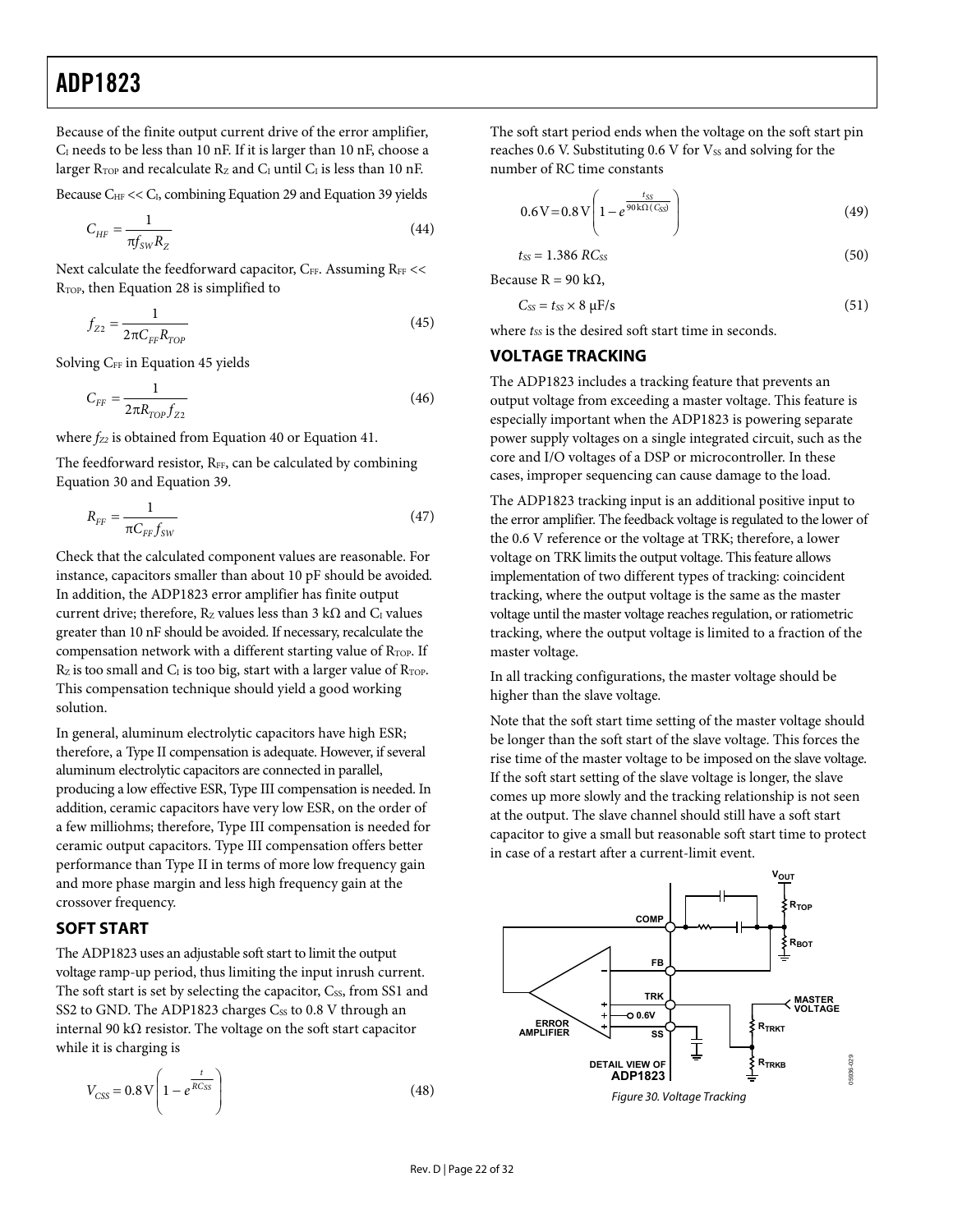Because of the finite output current drive of the error amplifier, $C_I$ needs to be less than 10 nF. If it is larger than 10 nF, choose a larger $R_{TOP}$ and recalculate $R_Z$ and $C_I$ until $C_I$ is less than 10 nF.

Because $C_{HF} << C_I$, combining Equation 29 and Equation 39 yields

$$C_{HF} = \frac{1}{\pi f_{SW} R_Z} \tag{44}$$

Next calculate the feedforward capacitor, $C_{FF}$. Assuming $R_{FF} << R_{TOP}$, then Equation 28 is simplified to

$$f_{Z2} = \frac{1}{2\pi C_{FF} R_{TOP}} \tag{45}$$

Solving $C_{FF}$ in Equation 45 yields

$$C_{FF} = \frac{1}{2\pi R_{TOP} f_{Z2}} \tag{46}$$

where $f_{Z2}$ is obtained from Equation 40 or Equation 41.

The feedforward resistor, $R_{FF}$, can be calculated by combining Equation 30 and Equation 39.

$$R_{FF} = \frac{1}{\pi C_{FF} f_{SW}} \tag{47}$$

Check that the calculated component values are reasonable. For instance, capacitors smaller than about 10 pF should be avoided. In addition, the ADP1823 error amplifier has finite output current drive; therefore, $R_Z$ values less than 3 kΩ and $C_I$ values greater than 10 nF should be avoided. If necessary, recalculate the compensation network with a different starting value of $R_{TOP}$. If $R_Z$ is too small and $C_I$ is too big, start with a larger value of $R_{TOP}$. This compensation technique should yield a good working solution.

In general, aluminum electrolytic capacitors have high ESR; therefore, a Type II compensation is adequate. However, if several aluminum electrolytic capacitors are connected in parallel, producing a low effective ESR, Type III compensation is needed. In addition, ceramic capacitors have very low ESR, on the order of a few milliohms; therefore, Type III compensation is needed for ceramic output capacitors. Type III compensation offers better performance than Type II in terms of more low frequency gain and more phase margin and less high frequency gain at the crossover frequency.

## SOFT START

The ADP1823 uses an adjustable soft start to limit the output voltage ramp-up period, thus limiting the input inrush current. The soft start is set by selecting the capacitor, $C_{SS}$, from SS1 and SS2 to GND. The ADP1823 charges $C_{SS}$ to 0.8 V through an internal 90 kΩ resistor. The voltage on the soft start capacitor while it is charging is

$$V_{CSS} = 0.8\,\text{V}\left(1 - e^{\frac{t}{RC_{SS}}}\right) \tag{48}$$

The soft start period ends when the voltage on the soft start pin reaches 0.6 V. Substituting 0.6 V for $V_{SS}$ and solving for the number of RC time constants

$$0.6\,\text{V} = 0.8\,\text{V}\left(1 - e^{\frac{t_{SS}}{90\,\text{k}\Omega(C_{SS})}}\right) \tag{49}$$

$$t_{SS} = 1.386\ RC_{SS} \tag{50}$$

Because R = 90 kΩ,

$$C_{SS} = t_{SS} \times 8\ \mu\text{F/s} \tag{51}$$

where $t_{SS}$ is the desired soft start time in seconds.

## VOLTAGE TRACKING

The ADP1823 includes a tracking feature that prevents an output voltage from exceeding a master voltage. This feature is especially important when the ADP1823 is powering separate power supply voltages on a single integrated circuit, such as the core and I/O voltages of a DSP or microcontroller. In these cases, improper sequencing can cause damage to the load.

The ADP1823 tracking input is an additional positive input to the error amplifier. The feedback voltage is regulated to the lower of the 0.6 V reference or the voltage at TRK; therefore, a lower voltage on TRK limits the output voltage. This feature allows implementation of two different types of tracking: coincident tracking, where the output voltage is the same as the master voltage until the master voltage reaches regulation, or ratiometric tracking, where the output voltage is limited to a fraction of the master voltage.

In all tracking configurations, the master voltage should be higher than the slave voltage.

Note that the soft start time setting of the master voltage should be longer than the soft start of the slave voltage. This forces the rise time of the master voltage to be imposed on the slave voltage. If the soft start setting of the slave voltage is longer, the slave comes up more slowly and the tracking relationship is not seen at the output. The slave channel should still have a soft start capacitor to give a small but reasonable soft start time to protect in case of a restart after a current-limit event.

$V_{OUT}$
$R_{TOP}$
COMP
$R_{BOT}$
FB
TRK
MASTER VOLTAGE
0.6V
ERROR AMPLIFIER
SS
$R_{TRKT}$
$R_{TRKB}$
DETAIL VIEW OF ADP1823
05936-029

Figure 30. Voltage Tracking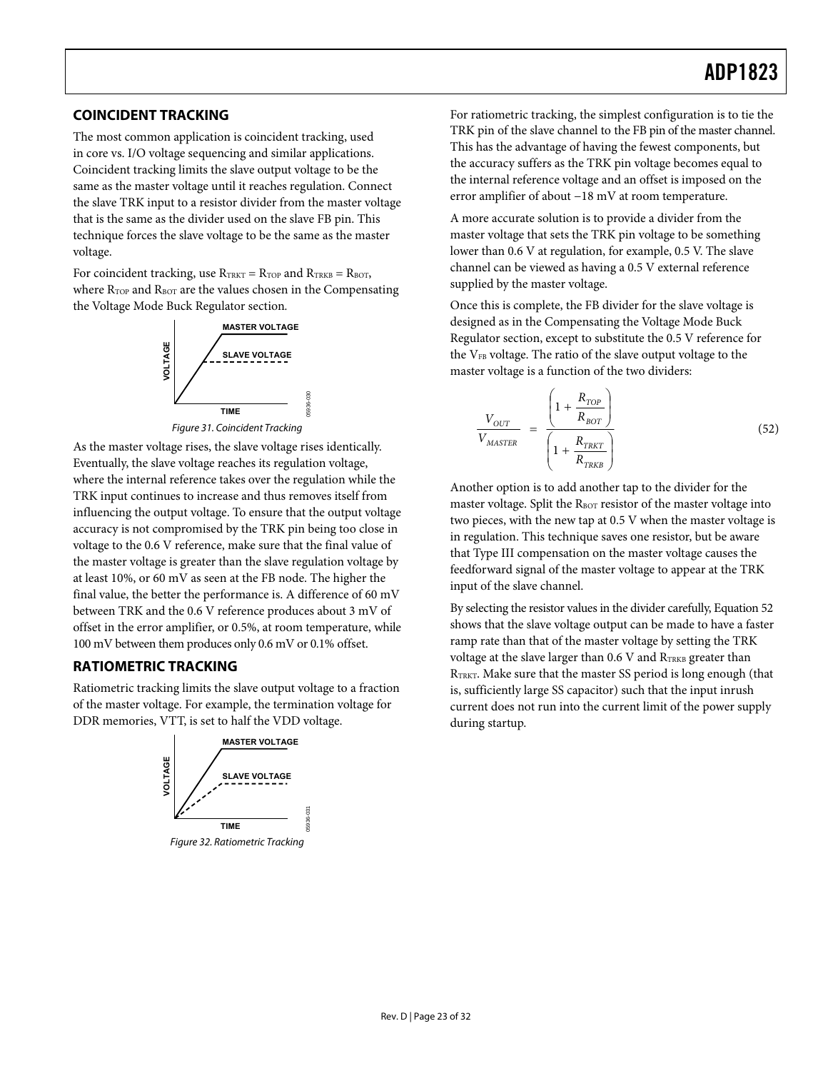## COINCIDENT TRACKING

The most common application is coincident tracking, used in core vs. I/O voltage sequencing and similar applications. Coincident tracking limits the slave output voltage to be the same as the master voltage until it reaches regulation. Connect the slave TRK input to a resistor divider from the master voltage that is the same as the divider used on the slave FB pin. This technique forces the slave voltage to be the same as the master voltage.

For coincident tracking, use $R_{TRKT} = R_{TOP}$ and $R_{TRKB} = R_{BOT}$, where $R_{TOP}$ and $R_{BOT}$ are the values chosen in the Compensating the Voltage Mode Buck Regulator section.

MASTER VOLTAGE
SLAVE VOLTAGE
VOLTAGE
TIME
05936-030

Figure 31. Coincident Tracking

As the master voltage rises, the slave voltage rises identically. Eventually, the slave voltage reaches its regulation voltage, where the internal reference takes over the regulation while the TRK input continues to increase and thus removes itself from influencing the output voltage. To ensure that the output voltage accuracy is not compromised by the TRK pin being too close in voltage to the 0.6 V reference, make sure that the final value of the master voltage is greater than the slave regulation voltage by at least 10%, or 60 mV as seen at the FB node. The higher the final value, the better the performance is. A difference of 60 mV between TRK and the 0.6 V reference produces about 3 mV of offset in the error amplifier, or 0.5%, at room temperature, while 100 mV between them produces only 0.6 mV or 0.1% offset.

## RATIOMETRIC TRACKING

Ratiometric tracking limits the slave output voltage to a fraction of the master voltage. For example, the termination voltage for DDR memories, VTT, is set to half the VDD voltage.

MASTER VOLTAGE
SLAVE VOLTAGE
VOLTAGE
TIME
05936-031

Figure 32. Ratiometric Tracking

For ratiometric tracking, the simplest configuration is to tie the TRK pin of the slave channel to the FB pin of the master channel. This has the advantage of having the fewest components, but the accuracy suffers as the TRK pin voltage becomes equal to the internal reference voltage and an offset is imposed on the error amplifier of about −18 mV at room temperature.

A more accurate solution is to provide a divider from the master voltage that sets the TRK pin voltage to be something lower than 0.6 V at regulation, for example, 0.5 V. The slave channel can be viewed as having a 0.5 V external reference supplied by the master voltage.

Once this is complete, the FB divider for the slave voltage is designed as in the Compensating the Voltage Mode Buck Regulator section, except to substitute the 0.5 V reference for the $V_{FB}$ voltage. The ratio of the slave output voltage to the master voltage is a function of the two dividers:

$$\frac{V_{OUT}}{V_{MASTER}} = \frac{\left(1 + \frac{R_{TOP}}{R_{BOT}}\right)}{\left(1 + \frac{R_{TRKT}}{R_{TRKB}}\right)} \quad (52)$$

Another option is to add another tap to the divider for the master voltage. Split the $R_{BOT}$ resistor of the master voltage into two pieces, with the new tap at 0.5 V when the master voltage is in regulation. This technique saves one resistor, but be aware that Type III compensation on the master voltage causes the feedforward signal of the master voltage to appear at the TRK input of the slave channel.

By selecting the resistor values in the divider carefully, Equation 52 shows that the slave voltage output can be made to have a faster ramp rate than that of the master voltage by setting the TRK voltage at the slave larger than 0.6 V and $R_{TRKB}$ greater than $R_{TRKT}$. Make sure that the master SS period is long enough (that is, sufficiently large SS capacitor) such that the input inrush current does not run into the current limit of the power supply during startup.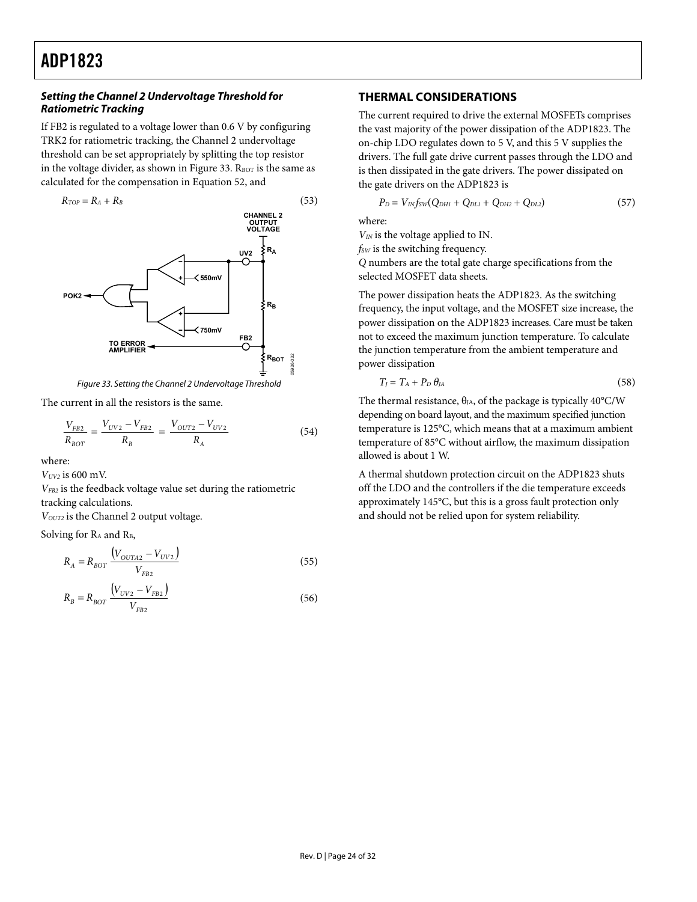### *Setting the Channel 2 Undervoltage Threshold for Ratiometric Tracking*

If FB2 is regulated to a voltage lower than 0.6 V by configuring TRK2 for ratiometric tracking, the Channel 2 undervoltage threshold can be set appropriately by splitting the top resistor in the voltage divider, as shown in Figure 33. $R_{BOT}$ is the same as calculated for the compensation in Equation 52, and

$$R_{TOP} = R_A + R_B \tag{53}$$

*Figure 33. Setting the Channel 2 Undervoltage Threshold*

The current in all the resistors is the same.

$$\frac{V_{FB2}}{R_{BOT}} = \frac{V_{UV2} - V_{FB2}}{R_B} = \frac{V_{OUT2} - V_{UV2}}{R_A} \tag{54}$$

where:
$V_{UV2}$ is 600 mV.
$V_{FB2}$ is the feedback voltage value set during the ratiometric tracking calculations.
$V_{OUT2}$ is the Channel 2 output voltage.

Solving for $R_A$ and $R_B$,

$$R_A = R_{BOT}\frac{\left(V_{OUTA2} - V_{UV2}\right)}{V_{FB2}} \tag{55}$$

$$R_B = R_{BOT}\frac{\left(V_{UV2} - V_{FB2}\right)}{V_{FB2}} \tag{56}$$

## THERMAL CONSIDERATIONS

The current required to drive the external MOSFETs comprises the vast majority of the power dissipation of the ADP1823. The on-chip LDO regulates down to 5 V, and this 5 V supplies the drivers. The full gate drive current passes through the LDO and is then dissipated in the gate drivers. The power dissipated on the gate drivers on the ADP1823 is

$$P_D = V_{IN} f_{SW}(Q_{DH1} + Q_{DL1} + Q_{DH2} + Q_{DL2}) \tag{57}$$

where:
$V_{IN}$ is the voltage applied to IN.
$f_{SW}$ is the switching frequency.
$Q$ numbers are the total gate charge specifications from the selected MOSFET data sheets.

The power dissipation heats the ADP1823. As the switching frequency, the input voltage, and the MOSFET size increase, the power dissipation on the ADP1823 increases. Care must be taken not to exceed the maximum junction temperature. To calculate the junction temperature from the ambient temperature and power dissipation

$$T_J = T_A + P_D\,\theta_{JA} \tag{58}$$

The thermal resistance, $\theta_{JA}$, of the package is typically 40°C/W depending on board layout, and the maximum specified junction temperature is 125°C, which means that at a maximum ambient temperature of 85°C without airflow, the maximum dissipation allowed is about 1 W.

A thermal shutdown protection circuit on the ADP1823 shuts off the LDO and the controllers if the die temperature exceeds approximately 145°C, but this is a gross fault protection only and should not be relied upon for system reliability.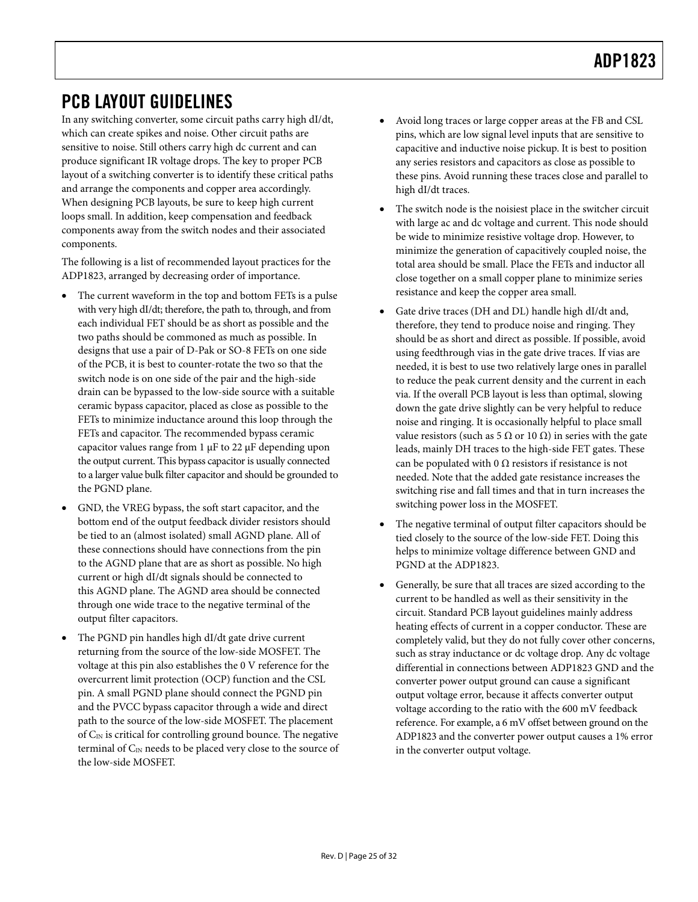## PCB LAYOUT GUIDELINES

In any switching converter, some circuit paths carry high dI/dt, which can create spikes and noise. Other circuit paths are sensitive to noise. Still others carry high dc current and can produce significant IR voltage drops. The key to proper PCB layout of a switching converter is to identify these critical paths and arrange the components and copper area accordingly. When designing PCB layouts, be sure to keep high current loops small. In addition, keep compensation and feedback components away from the switch nodes and their associated components.

The following is a list of recommended layout practices for the ADP1823, arranged by decreasing order of importance.

- The current waveform in the top and bottom FETs is a pulse with very high dI/dt; therefore, the path to, through, and from each individual FET should be as short as possible and the two paths should be commoned as much as possible. In designs that use a pair of D-Pak or SO-8 FETs on one side of the PCB, it is best to counter-rotate the two so that the switch node is on one side of the pair and the high-side drain can be bypassed to the low-side source with a suitable ceramic bypass capacitor, placed as close as possible to the FETs to minimize inductance around this loop through the FETs and capacitor. The recommended bypass ceramic capacitor values range from 1 μF to 22 μF depending upon the output current. This bypass capacitor is usually connected to a larger value bulk filter capacitor and should be grounded to the PGND plane.
- GND, the VREG bypass, the soft start capacitor, and the bottom end of the output feedback divider resistors should be tied to an (almost isolated) small AGND plane. All of these connections should have connections from the pin to the AGND plane that are as short as possible. No high current or high dI/dt signals should be connected to this AGND plane. The AGND area should be connected through one wide trace to the negative terminal of the output filter capacitors.
- The PGND pin handles high dI/dt gate drive current returning from the source of the low-side MOSFET. The voltage at this pin also establishes the 0 V reference for the overcurrent limit protection (OCP) function and the CSL pin. A small PGND plane should connect the PGND pin and the PVCC bypass capacitor through a wide and direct path to the source of the low-side MOSFET. The placement of $C_{IN}$ is critical for controlling ground bounce. The negative terminal of $C_{IN}$ needs to be placed very close to the source of the low-side MOSFET.
- Avoid long traces or large copper areas at the FB and CSL pins, which are low signal level inputs that are sensitive to capacitive and inductive noise pickup. It is best to position any series resistors and capacitors as close as possible to these pins. Avoid running these traces close and parallel to high dI/dt traces.
- The switch node is the noisiest place in the switcher circuit with large ac and dc voltage and current. This node should be wide to minimize resistive voltage drop. However, to minimize the generation of capacitively coupled noise, the total area should be small. Place the FETs and inductor all close together on a small copper plane to minimize series resistance and keep the copper area small.
- Gate drive traces (DH and DL) handle high dI/dt and, therefore, they tend to produce noise and ringing. They should be as short and direct as possible. If possible, avoid using feedthrough vias in the gate drive traces. If vias are needed, it is best to use two relatively large ones in parallel to reduce the peak current density and the current in each via. If the overall PCB layout is less than optimal, slowing down the gate drive slightly can be very helpful to reduce noise and ringing. It is occasionally helpful to place small value resistors (such as 5 Ω or 10 Ω) in series with the gate leads, mainly DH traces to the high-side FET gates. These can be populated with 0 Ω resistors if resistance is not needed. Note that the added gate resistance increases the switching rise and fall times and that in turn increases the switching power loss in the MOSFET.
- The negative terminal of output filter capacitors should be tied closely to the source of the low-side FET. Doing this helps to minimize voltage difference between GND and PGND at the ADP1823.
- Generally, be sure that all traces are sized according to the current to be handled as well as their sensitivity in the circuit. Standard PCB layout guidelines mainly address heating effects of current in a copper conductor. These are completely valid, but they do not fully cover other concerns, such as stray inductance or dc voltage drop. Any dc voltage differential in connections between ADP1823 GND and the converter power output ground can cause a significant output voltage error, because it affects converter output voltage according to the ratio with the 600 mV feedback reference. For example, a 6 mV offset between ground on the ADP1823 and the converter power output causes a 1% error in the converter output voltage.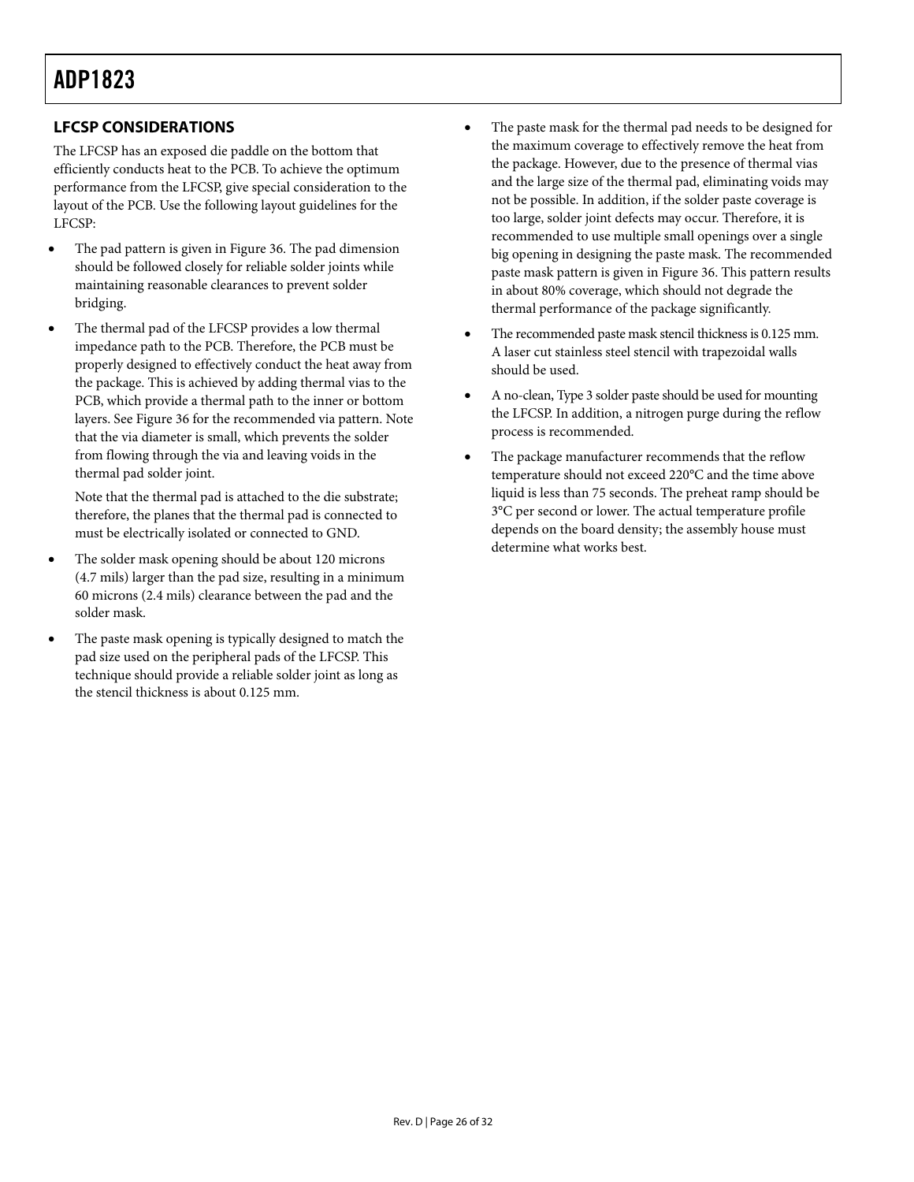## LFCSP CONSIDERATIONS

The LFCSP has an exposed die paddle on the bottom that efficiently conducts heat to the PCB. To achieve the optimum performance from the LFCSP, give special consideration to the layout of the PCB. Use the following layout guidelines for the LFCSP:

- The pad pattern is given in Figure 36. The pad dimension should be followed closely for reliable solder joints while maintaining reasonable clearances to prevent solder bridging.
- The thermal pad of the LFCSP provides a low thermal impedance path to the PCB. Therefore, the PCB must be properly designed to effectively conduct the heat away from the package. This is achieved by adding thermal vias to the PCB, which provide a thermal path to the inner or bottom layers. See Figure 36 for the recommended via pattern. Note that the via diameter is small, which prevents the solder from flowing through the via and leaving voids in the thermal pad solder joint.

  Note that the thermal pad is attached to the die substrate; therefore, the planes that the thermal pad is connected to must be electrically isolated or connected to GND.
- The solder mask opening should be about 120 microns (4.7 mils) larger than the pad size, resulting in a minimum 60 microns (2.4 mils) clearance between the pad and the solder mask.
- The paste mask opening is typically designed to match the pad size used on the peripheral pads of the LFCSP. This technique should provide a reliable solder joint as long as the stencil thickness is about 0.125 mm.
- The paste mask for the thermal pad needs to be designed for the maximum coverage to effectively remove the heat from the package. However, due to the presence of thermal vias and the large size of the thermal pad, eliminating voids may not be possible. In addition, if the solder paste coverage is too large, solder joint defects may occur. Therefore, it is recommended to use multiple small openings over a single big opening in designing the paste mask. The recommended paste mask pattern is given in Figure 36. This pattern results in about 80% coverage, which should not degrade the thermal performance of the package significantly.
- The recommended paste mask stencil thickness is 0.125 mm. A laser cut stainless steel stencil with trapezoidal walls should be used.
- A no-clean, Type 3 solder paste should be used for mounting the LFCSP. In addition, a nitrogen purge during the reflow process is recommended.
- The package manufacturer recommends that the reflow temperature should not exceed 220°C and the time above liquid is less than 75 seconds. The preheat ramp should be 3°C per second or lower. The actual temperature profile depends on the board density; the assembly house must determine what works best.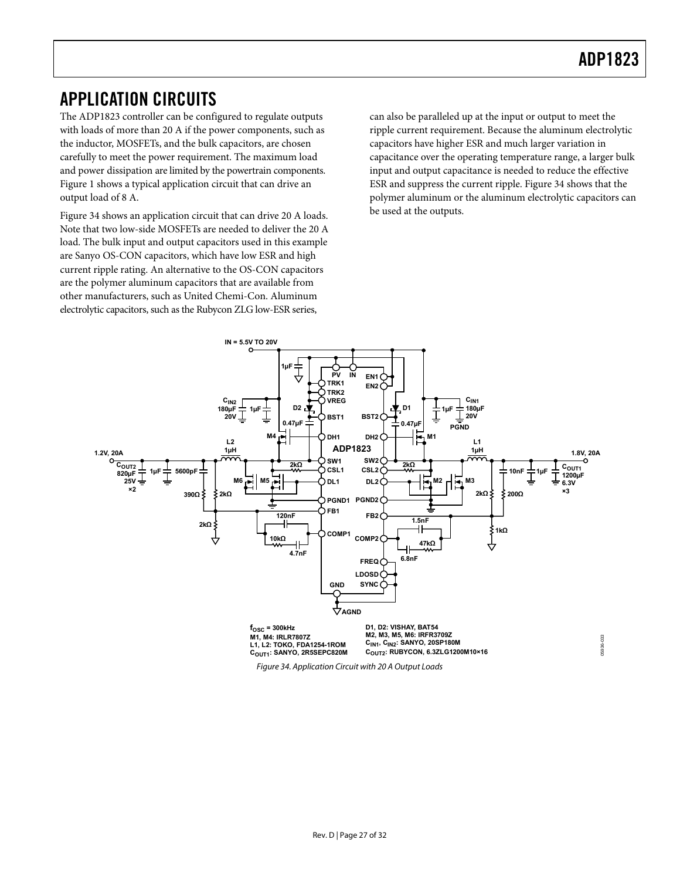## APPLICATION CIRCUITS

The ADP1823 controller can be configured to regulate outputs with loads of more than 20 A if the power components, such as the inductor, MOSFETs, and the bulk capacitors, are chosen carefully to meet the power requirement. The maximum load and power dissipation are limited by the powertrain components. Figure 1 shows a typical application circuit that can drive an output load of 8 A.

Figure 34 shows an application circuit that can drive 20 A loads. Note that two low-side MOSFETs are needed to deliver the 20 A load. The bulk input and output capacitors used in this example are Sanyo OS-CON capacitors, which have low ESR and high current ripple rating. An alternative to the OS-CON capacitors are the polymer aluminum capacitors that are available from other manufacturers, such as United Chemi-Con. Aluminum electrolytic capacitors, such as the Rubycon ZLG low-ESR series, can also be paralleled up at the input or output to meet the ripple current requirement. Because the aluminum electrolytic capacitors have higher ESR and much larger variation in capacitance over the operating temperature range, a larger bulk input and output capacitance is needed to reduce the effective ESR and suppress the current ripple. Figure 34 shows that the polymer aluminum or the aluminum electrolytic capacitors can be used at the outputs.

IN = 5.5V TO 20V

ADP1823

1.2V, 20A

1.8V, 20A

$f_{OSC}$ = 300kHz
M1, M4: IRLR7807Z
L1, L2: TOKO, FDA1254-1ROM
$C_{OUT1}$: SANYO, 2R5SEPC820M

D1, D2: VISHAY, BAT54
M2, M3, M5, M6: IRFR3709Z
$C_{IN1}$, $C_{IN2}$: SANYO, 20SP180M
$C_{OUT2}$: RUBYCON, 6.3ZLG1200M10×16

*Figure 34. Application Circuit with 20 A Output Loads*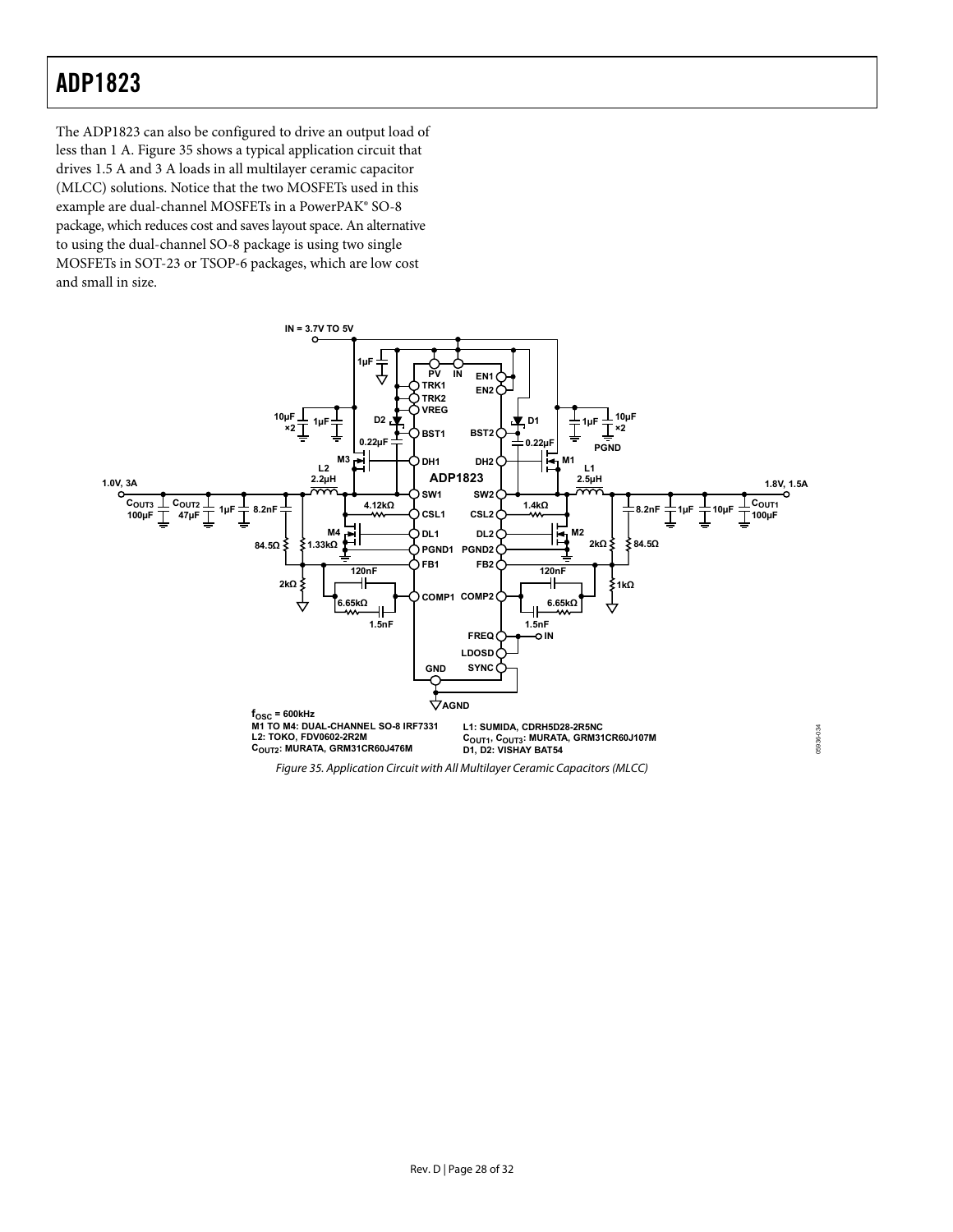The ADP1823 can also be configured to drive an output load of less than 1 A. Figure 35 shows a typical application circuit that drives 1.5 A and 3 A loads in all multilayer ceramic capacitor (MLCC) solutions. Notice that the two MOSFETs used in this example are dual-channel MOSFETs in a PowerPAK® SO-8 package, which reduces cost and saves layout space. An alternative to using the dual-channel SO-8 package is using two single MOSFETs in SOT-23 or TSOP-6 packages, which are low cost and small in size.

IN = 3.7V TO 5V

$f_{OSC}$ = 600kHz
M1 TO M4: DUAL-CHANNEL SO-8 IRF7331
L2: TOKO, FDV0602-2R2M
$C_{OUT2}$: MURATA, GRM31CR60J476M
L1: SUMIDA, CDRH5D28-2R5NC
$C_{OUT1}$, $C_{OUT3}$: MURATA, GRM31CR60J107M
D1, D2: VISHAY BAT54

*Figure 35. Application Circuit with All Multilayer Ceramic Capacitors (MLCC)*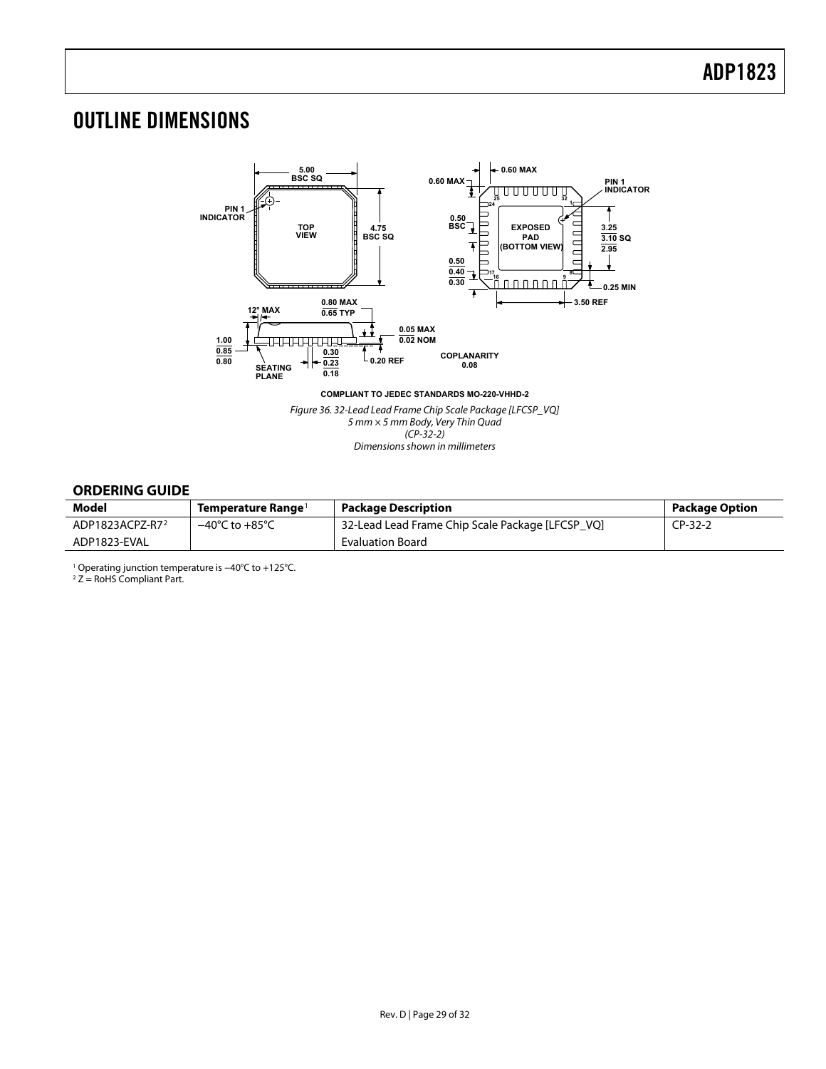# OUTLINE DIMENSIONS

5.00
BSC SQ

PIN 1
INDICATOR

TOP
VIEW

4.75
BSC SQ

0.60 MAX

0.60 MAX

PIN 1
INDICATOR

25
32
24
1

0.50
BSC

EXPOSED
PAD
(BOTTOM VIEW)

3.25
3.10 SQ
2.95

0.50
0.40
0.30

17
16
9
8

0.25 MIN

3.50 REF

12° MAX

0.80 MAX
0.65 TYP

0.05 MAX
0.02 NOM

1.00
0.85
0.80

0.30
0.23
0.18

0.20 REF

COPLANARITY
0.08

SEATING
PLANE

COMPLIANT TO JEDEC STANDARDS MO-220-VHHD-2

*Figure 36. 32-Lead Lead Frame Chip Scale Package [LFCSP_VQ]*
*5 mm × 5 mm Body, Very Thin Quad*
*(CP-32-2)*
*Dimensions shown in millimeters*

## ORDERING GUIDE

| Model | Temperature Range[1] | Package Description | Package Option |
|---|---|---|---|
| ADP1823ACPZ-R7[2] | −40°C to +85°C | 32-Lead Lead Frame Chip Scale Package [LFCSP_VQ] | CP-32-2 |
| ADP1823-EVAL | | Evaluation Board | |

[1] Operating junction temperature is −40°C to +125°C.
[2] Z = RoHS Compliant Part.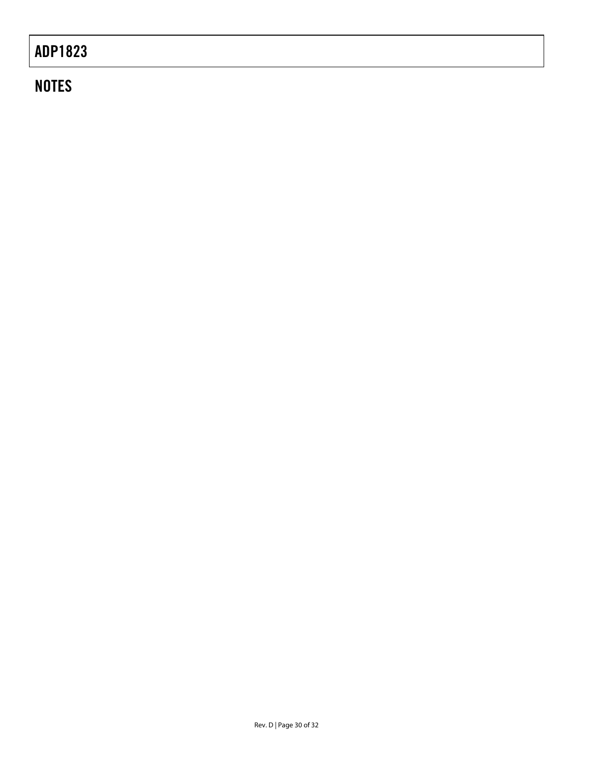## NOTES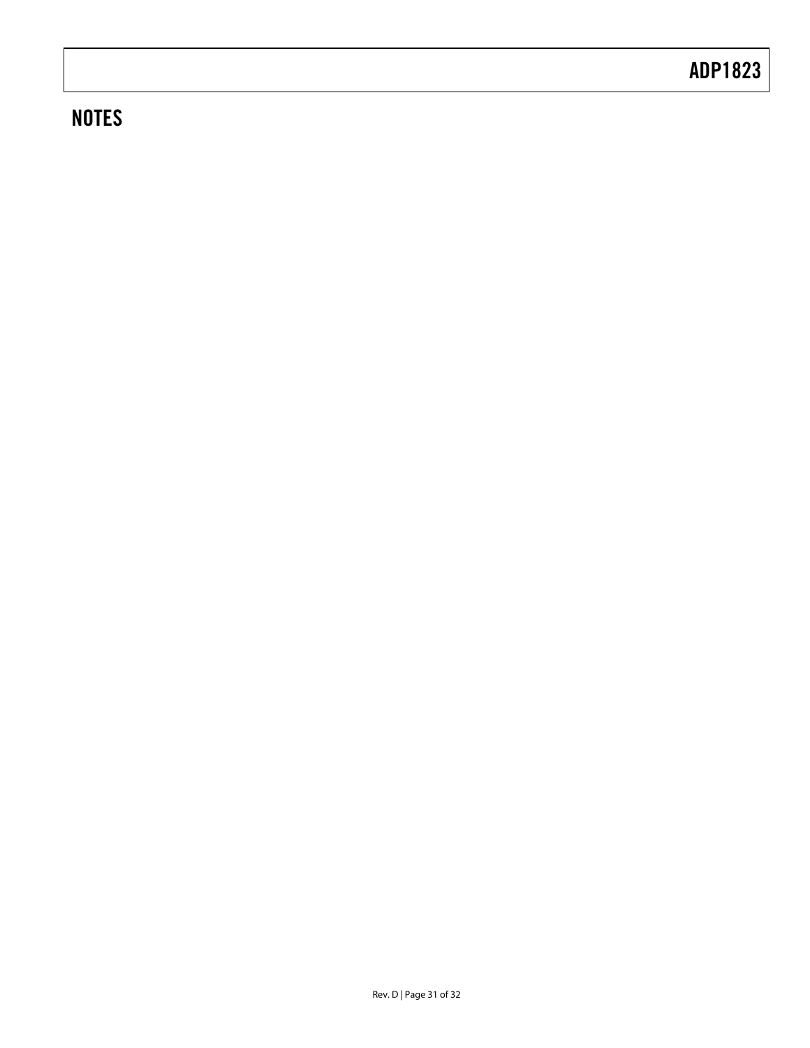## NOTES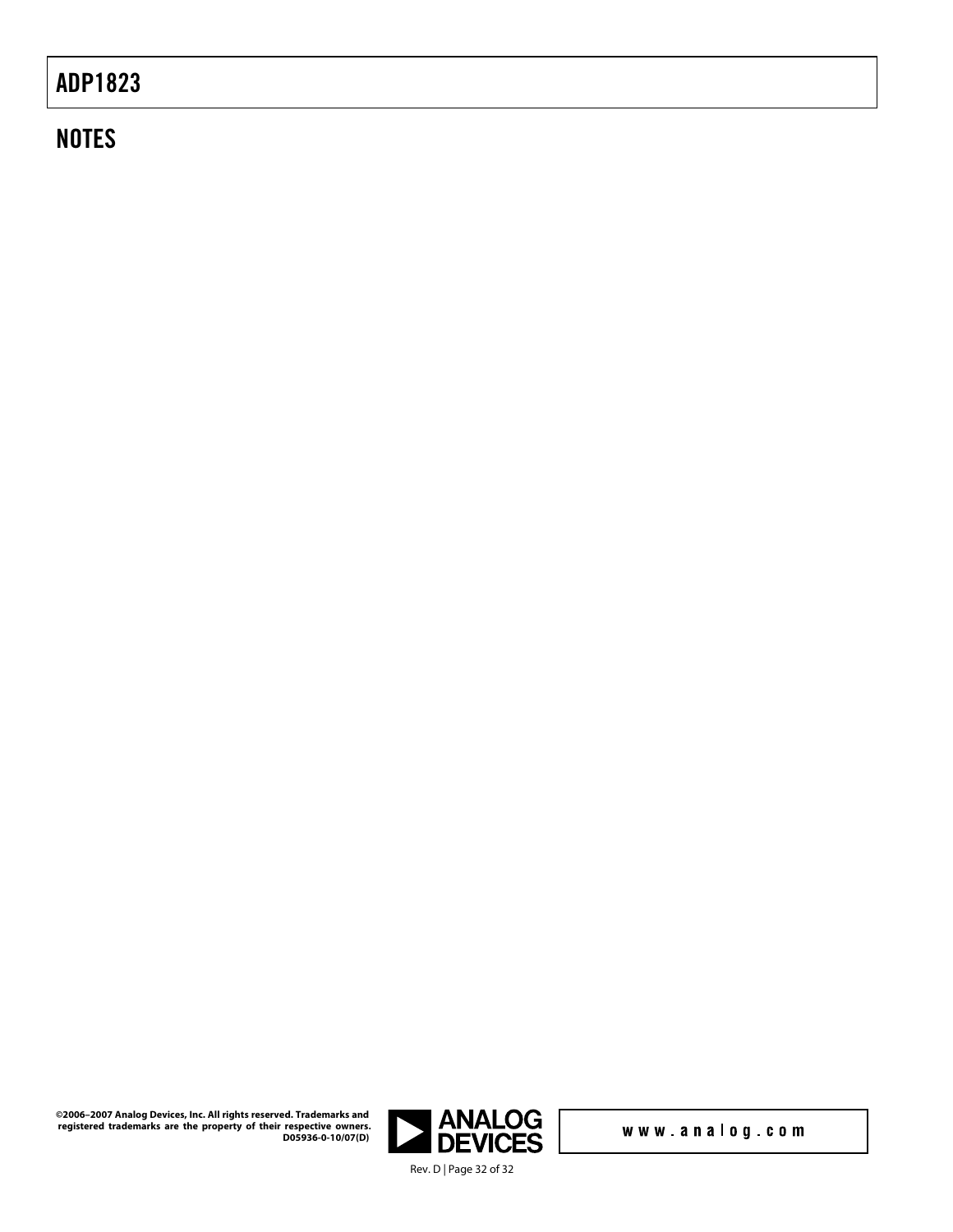## NOTES

©2006–2007 Analog Devices, Inc. All rights reserved. Trademarks and registered trademarks are the property of their respective owners. D05936-0-10/07(D)

www.analog.com